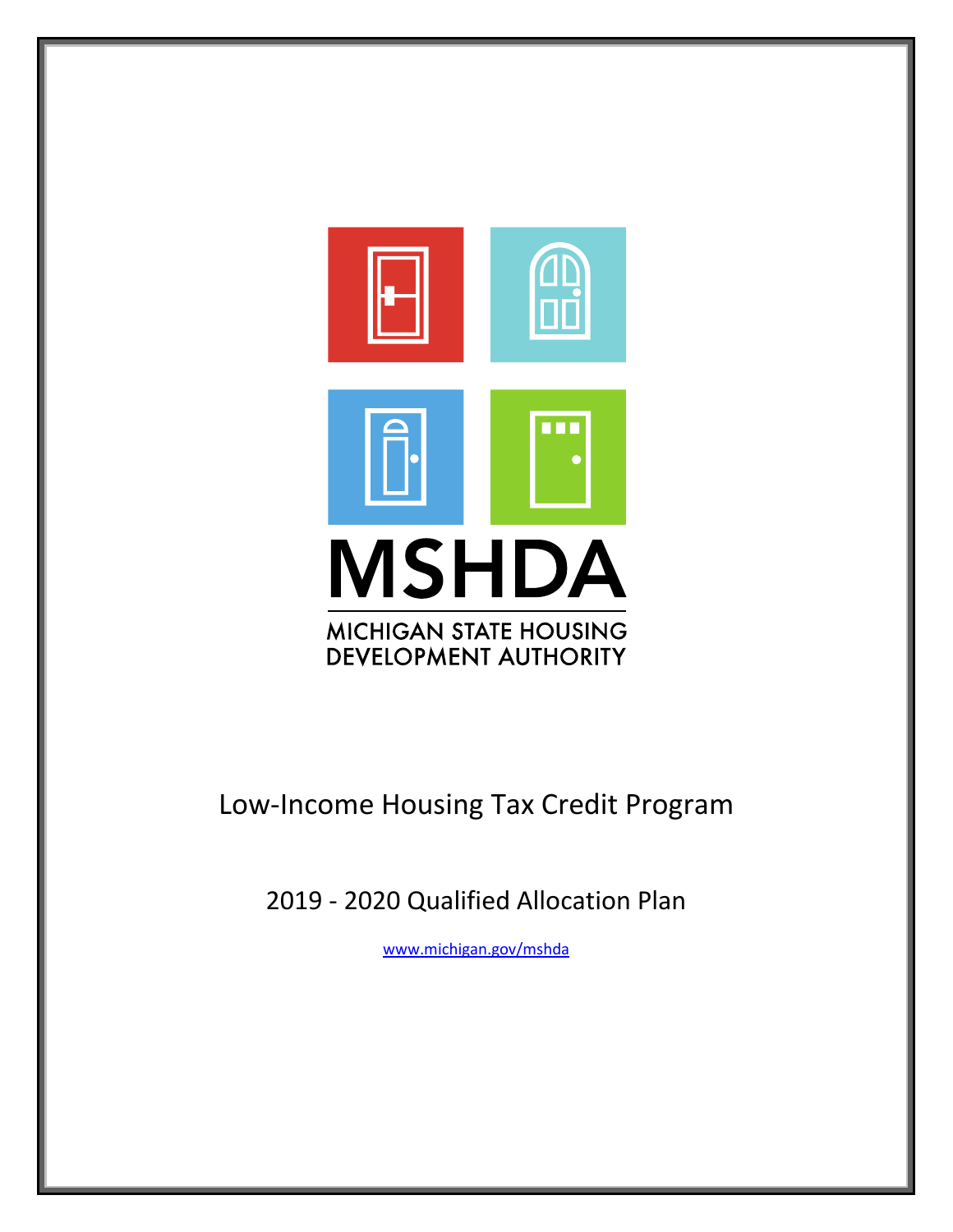# MSHDA

MICHIGAN STATE HOUSING DEVELOPMENT AUTHORITY

## Low-Income Housing Tax Credit Program

## 2019 - 2020 Qualified Allocation Plan

www.michigan.gov/mshda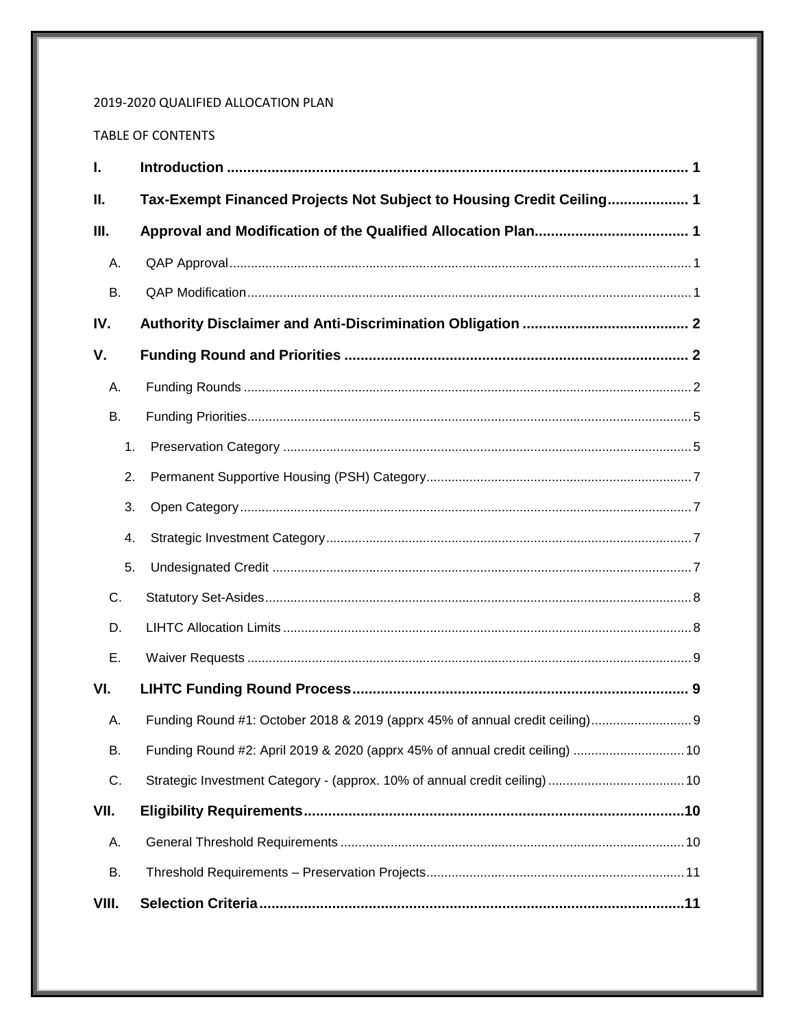2019-2020 QUALIFIED ALLOCATION PLAN

TABLE OF CONTENTS

**I. Introduction .................................................................................................................. 1**

**II. Tax-Exempt Financed Projects Not Subject to Housing Credit Ceiling.................... 1**

**III. Approval and Modification of the Qualified Allocation Plan...................................... 1**

A. QAP Approval ................................................................................................................ 1

B. QAP Modification ........................................................................................................... 1

**IV. Authority Disclaimer and Anti-Discrimination Obligation ......................................... 2**

**V. Funding Round and Priorities .................................................................................... 2**

A. Funding Rounds ............................................................................................................. 2

B. Funding Priorities............................................................................................................ 5

1. Preservation Category .................................................................................................. 5
2. Permanent Supportive Housing (PSH) Category.......................................................... 7
3. Open Category ............................................................................................................. 7
4. Strategic Investment Category...................................................................................... 7
5. Undesignated Credit ..................................................................................................... 7

C. Statutory Set-Asides....................................................................................................... 8

D. LIHTC Allocation Limits .................................................................................................. 8

E. Waiver Requests ............................................................................................................ 9

**VI. LIHTC Funding Round Process................................................................................... 9**

A. Funding Round #1: October 2018 & 2019 (apprx 45% of annual credit ceiling)............................ 9

B. Funding Round #2: April 2019 & 2020 (apprx 45% of annual credit ceiling) ............................... 10

C. Strategic Investment Category - (approx. 10% of annual credit ceiling)...................................... 10

**VII. Eligibility Requirements..............................................................................................10**

A. General Threshold Requirements ................................................................................ 10

B. Threshold Requirements – Preservation Projects........................................................ 11

**VIII. Selection Criteria........................................................................................................11**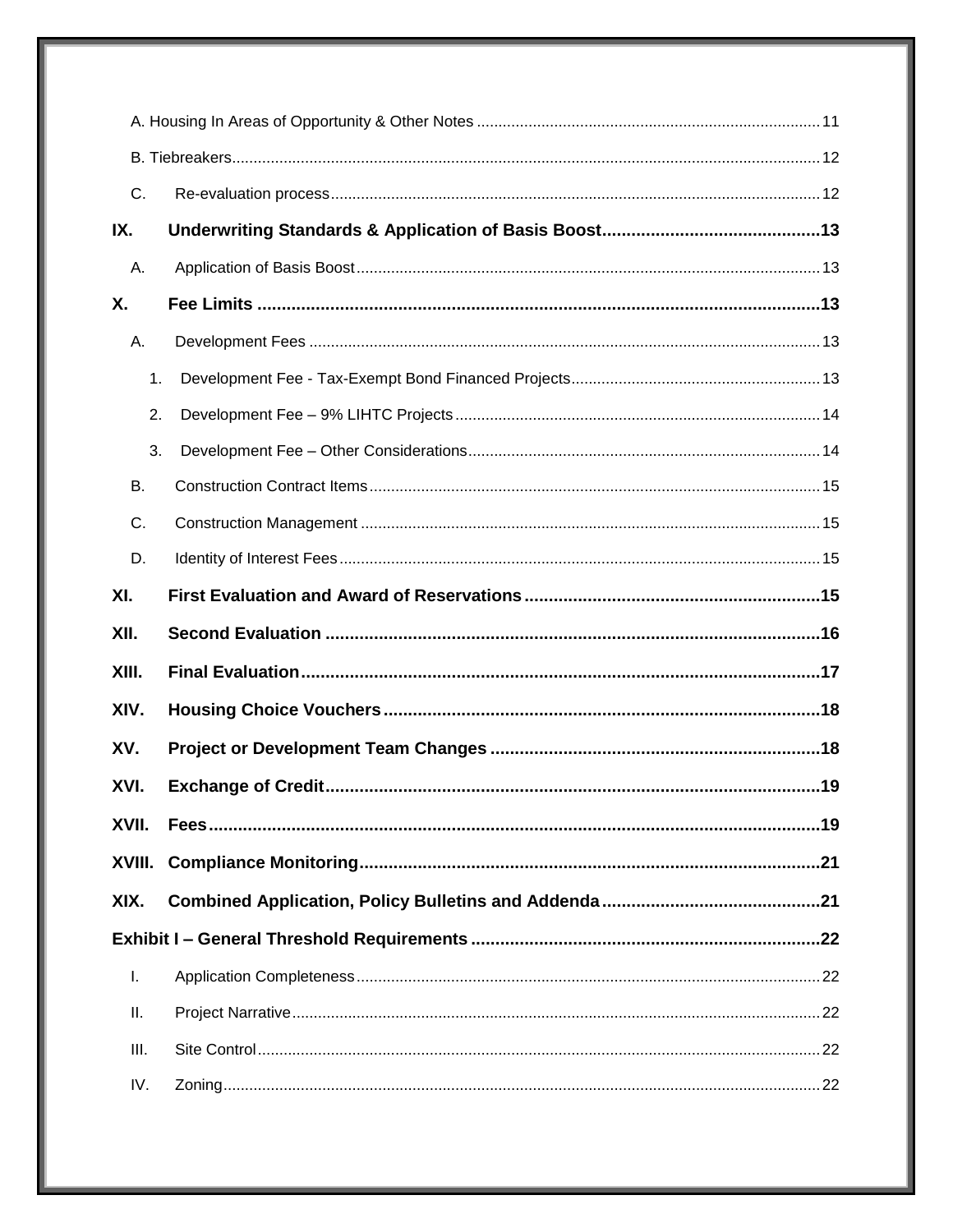A. Housing In Areas of Opportunity & Other Notes ..... 11

B. Tiebreakers ..... 12

C. Re-evaluation process ..... 12

**IX. Underwriting Standards & Application of Basis Boost ..... 13**

A. Application of Basis Boost ..... 13

**X. Fee Limits ..... 13**

A. Development Fees ..... 13

1. Development Fee - Tax-Exempt Bond Financed Projects ..... 13
2. Development Fee – 9% LIHTC Projects ..... 14
3. Development Fee – Other Considerations ..... 14

B. Construction Contract Items ..... 15

C. Construction Management ..... 15

D. Identity of Interest Fees ..... 15

**XI. First Evaluation and Award of Reservations ..... 15**

**XII. Second Evaluation ..... 16**

**XIII. Final Evaluation ..... 17**

**XIV. Housing Choice Vouchers ..... 18**

**XV. Project or Development Team Changes ..... 18**

**XVI. Exchange of Credit ..... 19**

**XVII. Fees ..... 19**

**XVIII. Compliance Monitoring ..... 21**

**XIX. Combined Application, Policy Bulletins and Addenda ..... 21**

**Exhibit I – General Threshold Requirements ..... 22**

I. Application Completeness ..... 22

II. Project Narrative ..... 22

III. Site Control ..... 22

IV. Zoning ..... 22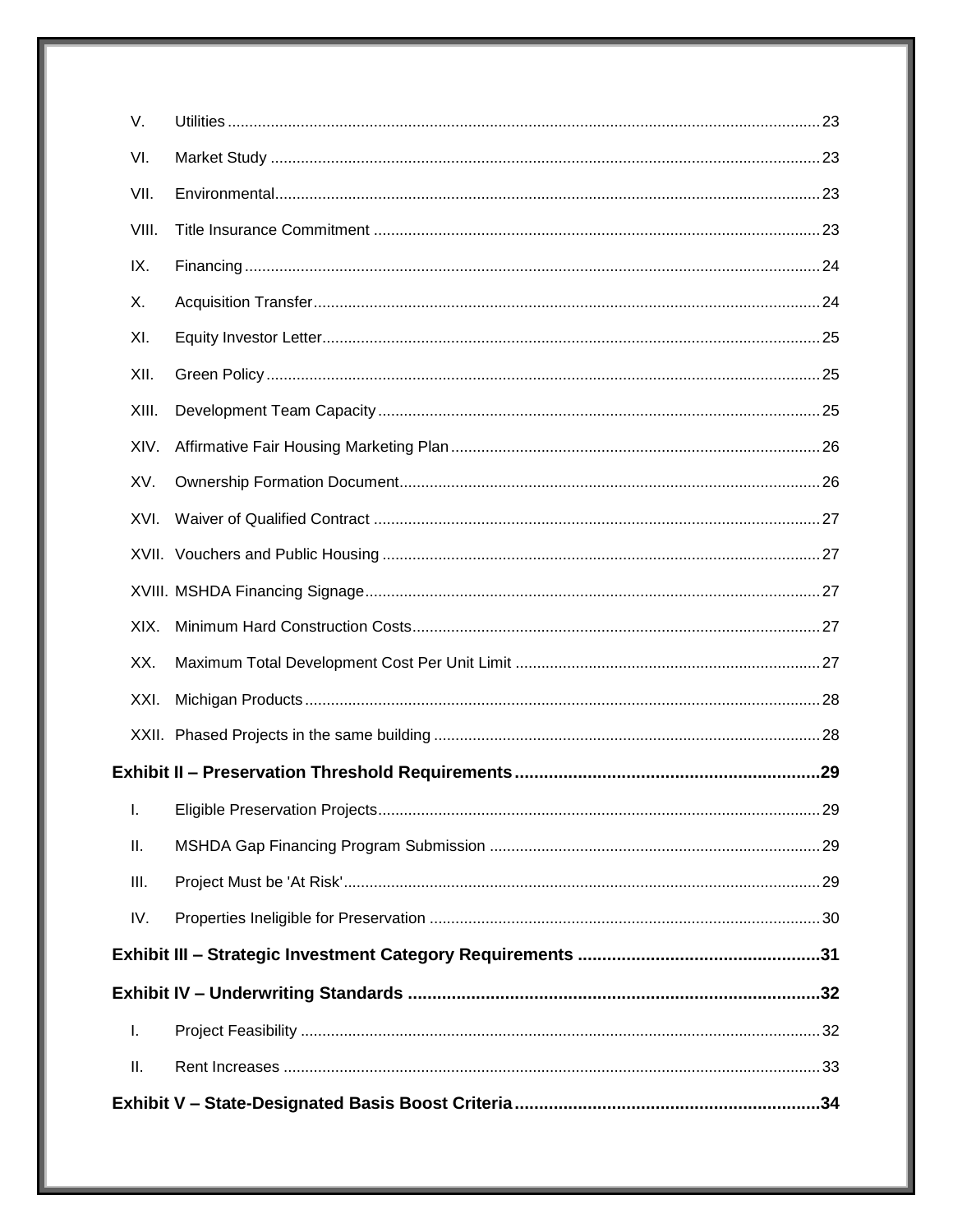- V. Utilities ........ 23
- VI. Market Study ........ 23
- VII. Environmental ........ 23
- VIII. Title Insurance Commitment ........ 23
- IX. Financing ........ 24
- X. Acquisition Transfer ........ 24
- XI. Equity Investor Letter ........ 25
- XII. Green Policy ........ 25
- XIII. Development Team Capacity ........ 25
- XIV. Affirmative Fair Housing Marketing Plan ........ 26
- XV. Ownership Formation Document ........ 26
- XVI. Waiver of Qualified Contract ........ 27
- XVII. Vouchers and Public Housing ........ 27
- XVIII. MSHDA Financing Signage ........ 27
- XIX. Minimum Hard Construction Costs ........ 27
- XX. Maximum Total Development Cost Per Unit Limit ........ 27
- XXI. Michigan Products ........ 28
- XXII. Phased Projects in the same building ........ 28

**Exhibit II – Preservation Threshold Requirements ........ 29**

- I. Eligible Preservation Projects ........ 29
- II. MSHDA Gap Financing Program Submission ........ 29
- III. Project Must be 'At Risk' ........ 29
- IV. Properties Ineligible for Preservation ........ 30

**Exhibit III – Strategic Investment Category Requirements ........ 31**

**Exhibit IV – Underwriting Standards ........ 32**

- I. Project Feasibility ........ 32
- II. Rent Increases ........ 33

**Exhibit V – State-Designated Basis Boost Criteria ........ 34**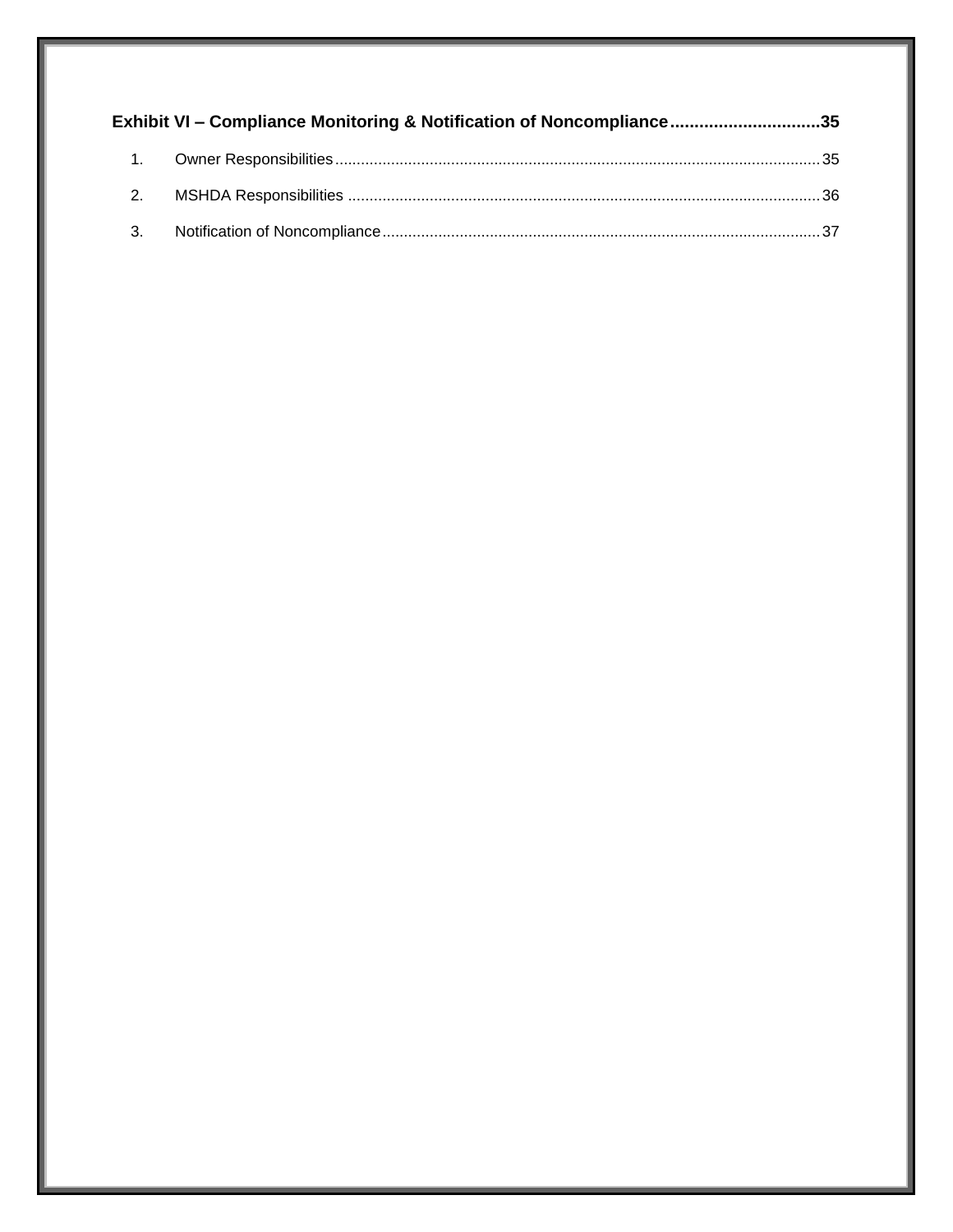**Exhibit VI – Compliance Monitoring & Notification of Noncompliance ..............................35**

1. Owner Responsibilities ................................................................................................................35
2. MSHDA Responsibilities .............................................................................................................36
3. Notification of Noncompliance .....................................................................................................37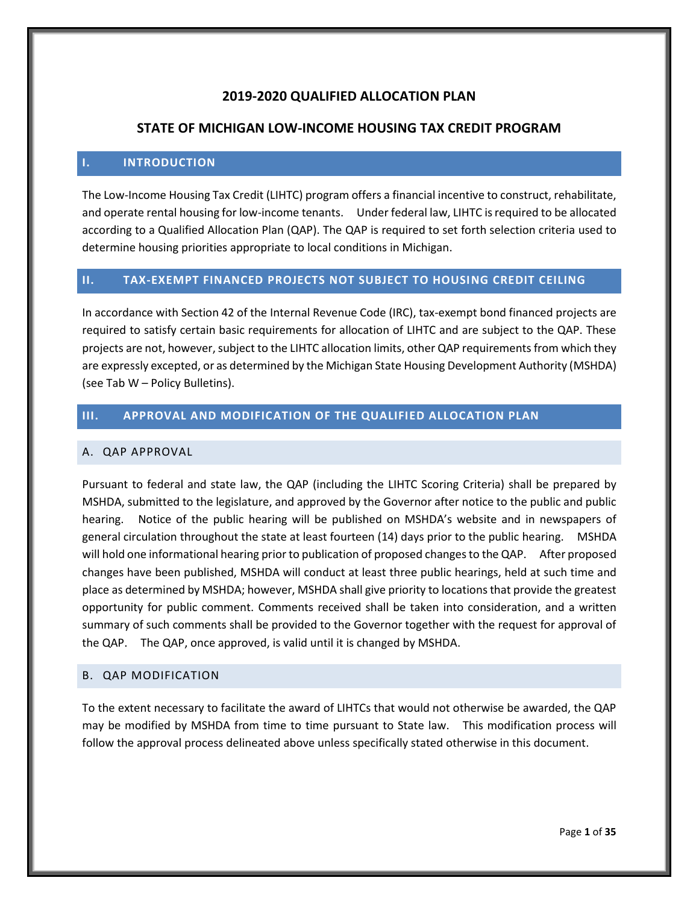# 2019-2020 QUALIFIED ALLOCATION PLAN

# STATE OF MICHIGAN LOW-INCOME HOUSING TAX CREDIT PROGRAM

## I. INTRODUCTION

The Low-Income Housing Tax Credit (LIHTC) program offers a financial incentive to construct, rehabilitate, and operate rental housing for low-income tenants. Under federal law, LIHTC is required to be allocated according to a Qualified Allocation Plan (QAP). The QAP is required to set forth selection criteria used to determine housing priorities appropriate to local conditions in Michigan.

## II. TAX-EXEMPT FINANCED PROJECTS NOT SUBJECT TO HOUSING CREDIT CEILING

In accordance with Section 42 of the Internal Revenue Code (IRC), tax-exempt bond financed projects are required to satisfy certain basic requirements for allocation of LIHTC and are subject to the QAP. These projects are not, however, subject to the LIHTC allocation limits, other QAP requirements from which they are expressly excepted, or as determined by the Michigan State Housing Development Authority (MSHDA) (see Tab W – Policy Bulletins).

## III. APPROVAL AND MODIFICATION OF THE QUALIFIED ALLOCATION PLAN

### A. QAP APPROVAL

Pursuant to federal and state law, the QAP (including the LIHTC Scoring Criteria) shall be prepared by MSHDA, submitted to the legislature, and approved by the Governor after notice to the public and public hearing. Notice of the public hearing will be published on MSHDA's website and in newspapers of general circulation throughout the state at least fourteen (14) days prior to the public hearing. MSHDA will hold one informational hearing prior to publication of proposed changes to the QAP. After proposed changes have been published, MSHDA will conduct at least three public hearings, held at such time and place as determined by MSHDA; however, MSHDA shall give priority to locations that provide the greatest opportunity for public comment. Comments received shall be taken into consideration, and a written summary of such comments shall be provided to the Governor together with the request for approval of the QAP. The QAP, once approved, is valid until it is changed by MSHDA.

### B. QAP MODIFICATION

To the extent necessary to facilitate the award of LIHTCs that would not otherwise be awarded, the QAP may be modified by MSHDA from time to time pursuant to State law. This modification process will follow the approval process delineated above unless specifically stated otherwise in this document.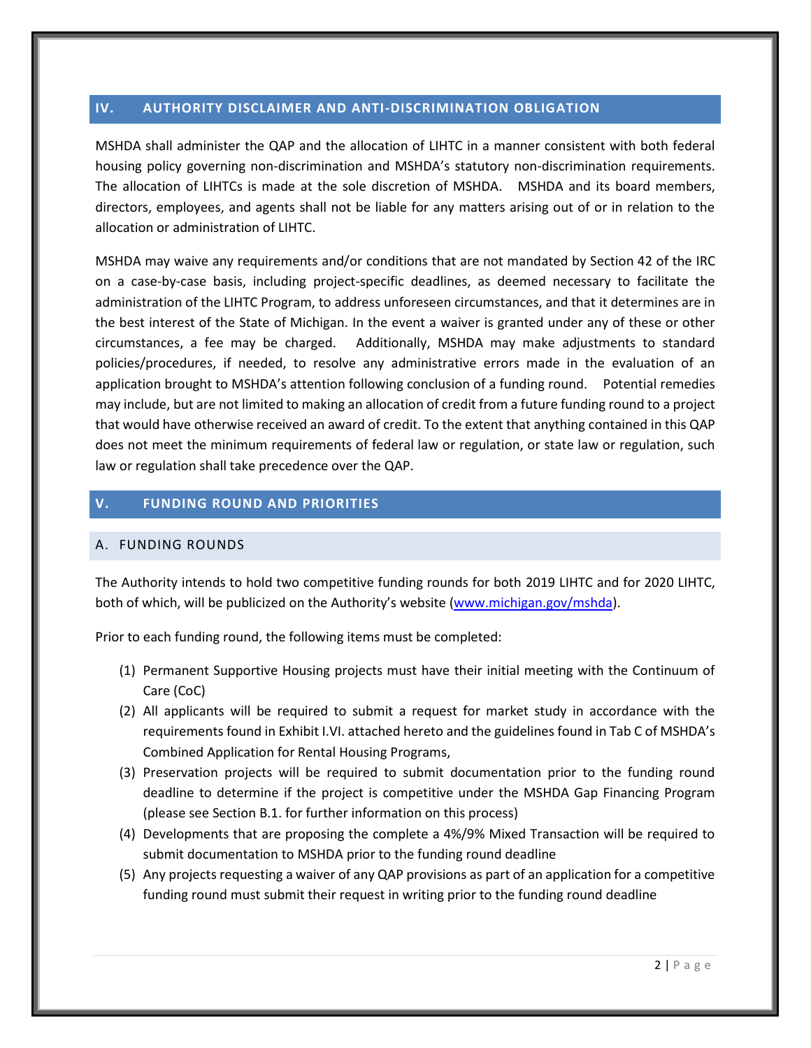## IV. AUTHORITY DISCLAIMER AND ANTI-DISCRIMINATION OBLIGATION

MSHDA shall administer the QAP and the allocation of LIHTC in a manner consistent with both federal housing policy governing non-discrimination and MSHDA's statutory non-discrimination requirements. The allocation of LIHTCs is made at the sole discretion of MSHDA. MSHDA and its board members, directors, employees, and agents shall not be liable for any matters arising out of or in relation to the allocation or administration of LIHTC.

MSHDA may waive any requirements and/or conditions that are not mandated by Section 42 of the IRC on a case-by-case basis, including project-specific deadlines, as deemed necessary to facilitate the administration of the LIHTC Program, to address unforeseen circumstances, and that it determines are in the best interest of the State of Michigan. In the event a waiver is granted under any of these or other circumstances, a fee may be charged. Additionally, MSHDA may make adjustments to standard policies/procedures, if needed, to resolve any administrative errors made in the evaluation of an application brought to MSHDA's attention following conclusion of a funding round. Potential remedies may include, but are not limited to making an allocation of credit from a future funding round to a project that would have otherwise received an award of credit. To the extent that anything contained in this QAP does not meet the minimum requirements of federal law or regulation, or state law or regulation, such law or regulation shall take precedence over the QAP.

## V. FUNDING ROUND AND PRIORITIES

### A. FUNDING ROUNDS

The Authority intends to hold two competitive funding rounds for both 2019 LIHTC and for 2020 LIHTC, both of which, will be publicized on the Authority's website (www.michigan.gov/mshda).

Prior to each funding round, the following items must be completed:

(1) Permanent Supportive Housing projects must have their initial meeting with the Continuum of Care (CoC)

(2) All applicants will be required to submit a request for market study in accordance with the requirements found in Exhibit I.VI. attached hereto and the guidelines found in Tab C of MSHDA's Combined Application for Rental Housing Programs,

(3) Preservation projects will be required to submit documentation prior to the funding round deadline to determine if the project is competitive under the MSHDA Gap Financing Program (please see Section B.1. for further information on this process)

(4) Developments that are proposing the complete a 4%/9% Mixed Transaction will be required to submit documentation to MSHDA prior to the funding round deadline

(5) Any projects requesting a waiver of any QAP provisions as part of an application for a competitive funding round must submit their request in writing prior to the funding round deadline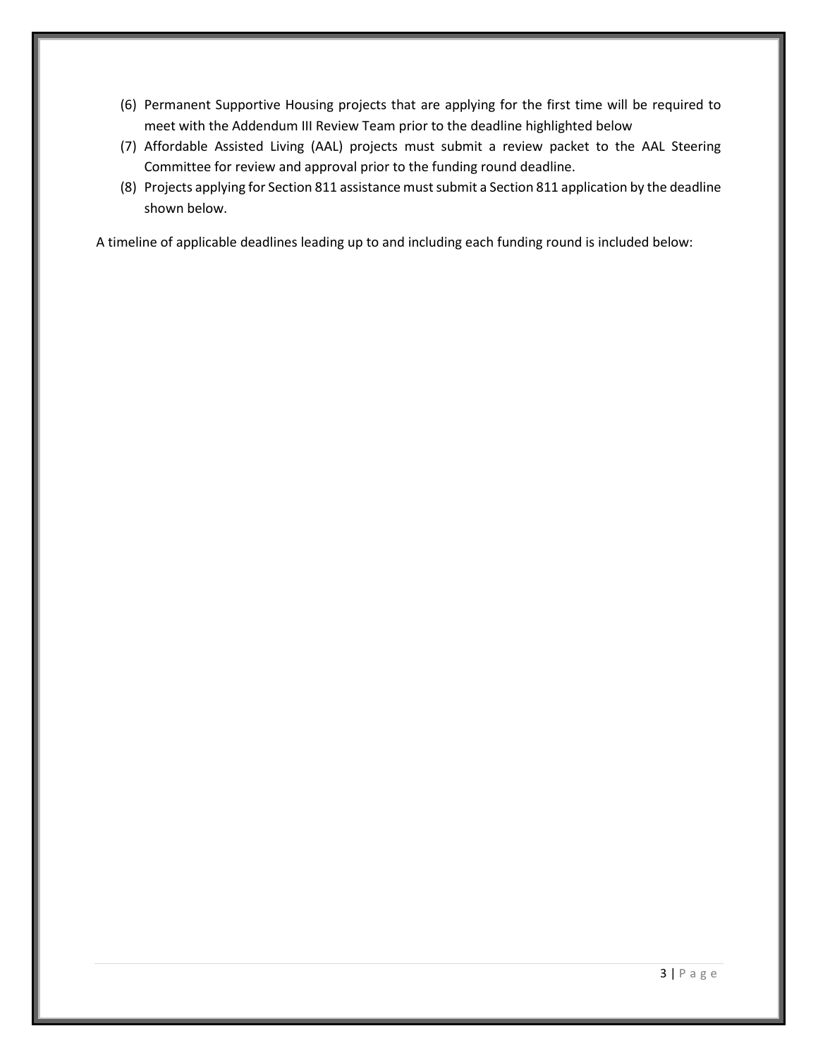(6) Permanent Supportive Housing projects that are applying for the first time will be required to meet with the Addendum III Review Team prior to the deadline highlighted below
(7) Affordable Assisted Living (AAL) projects must submit a review packet to the AAL Steering Committee for review and approval prior to the funding round deadline.
(8) Projects applying for Section 811 assistance must submit a Section 811 application by the deadline shown below.

A timeline of applicable deadlines leading up to and including each funding round is included below: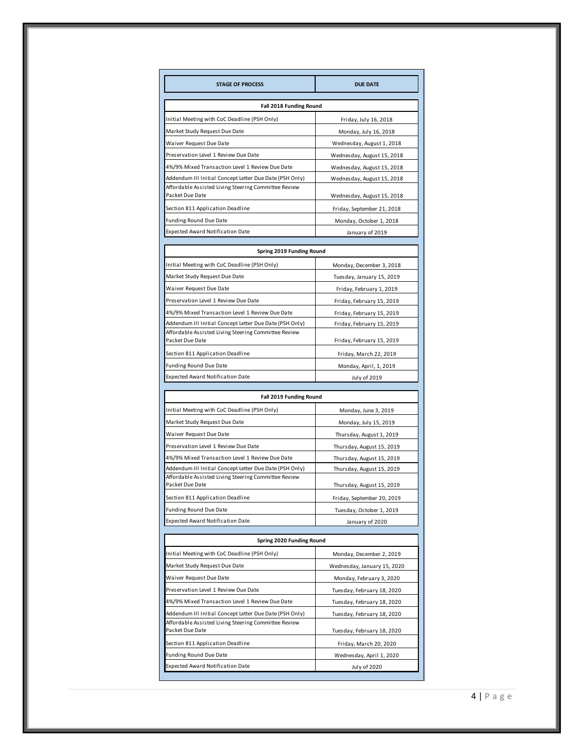| STAGE OF PROCESS | DUE DATE |
|---|---|
| **Fall 2018 Funding Round** | |
| Initial Meeting with CoC Deadline (PSH Only) | Friday, July 16, 2018 |
| Market Study Request Due Date | Monday, July 16, 2018 |
| Waiver Request Due Date | Wednesday, August 1, 2018 |
| Preservation Level 1 Review Due Date | Wednesday, August 15, 2018 |
| 4%/9% Mixed Transaction Level 1 Review Due Date | Wednesday, August 15, 2018 |
| Addendum III Initial Concept Letter Due Date (PSH Only) | Wednesday, August 15, 2018 |
| Affordable Assisted Living Steering Committee Review Packet Due Date | Wednesday, August 15, 2018 |
| Section 811 Application Deadline | Friday, September 21, 2018 |
| Funding Round Due Date | Monday, October 1, 2018 |
| Expected Award Notification Date | January of 2019 |
| **Spring 2019 Funding Round** | |
| Initial Meeting with CoC Deadline (PSH Only) | Monday, December 3, 2018 |
| Market Study Request Due Date | Tuesday, January 15, 2019 |
| Waiver Request Due Date | Friday, February 1, 2019 |
| Preservation Level 1 Review Due Date | Friday, February 15, 2019 |
| 4%/9% Mixed Transaction Level 1 Review Due Date | Friday, February 15, 2019 |
| Addendum III Initial Concept Letter Due Date (PSH Only) | Friday, February 15, 2019 |
| Affordable Assisted Living Steering Committee Review Packet Due Date | Friday, February 15, 2019 |
| Section 811 Application Deadline | Friday, March 22, 2019 |
| Funding Round Due Date | Monday, April, 1, 2019 |
| Expected Award Notification Date | July of 2019 |
| **Fall 2019 Funding Round** | |
| Initial Meeting with CoC Deadline (PSH Only) | Monday, June 3, 2019 |
| Market Study Request Due Date | Monday, July 15, 2019 |
| Waiver Request Due Date | Thursday, August 1, 2019 |
| Preservation Level 1 Review Due Date | Thursday, August 15, 2019 |
| 4%/9% Mixed Transaction Level 1 Review Due Date | Thursday, August 15, 2019 |
| Addendum III Initial Concept Letter Due Date (PSH Only) | Thursday, August 15, 2019 |
| Affordable Assisted Living Steering Committee Review Packet Due Date | Thursday, August 15, 2019 |
| Section 811 Application Deadline | Friday, September 20, 2019 |
| Funding Round Due Date | Tuesday, October 1, 2019 |
| Expected Award Notification Date | January of 2020 |
| **Spring 2020 Funding Round** | |
| Initial Meeting with CoC Deadline (PSH Only) | Monday, December 2, 2019 |
| Market Study Request Due Date | Wednesday, January 15, 2020 |
| Waiver Request Due Date | Monday, February 3, 2020 |
| Preservation Level 1 Review Due Date | Tuesday, February 18, 2020 |
| 4%/9% Mixed Transaction Level 1 Review Due Date | Tuesday, February 18, 2020 |
| Addendum III Initial Concept Letter Due Date (PSH Only) | Tuesday, February 18, 2020 |
| Affordable Assisted Living Steering Committee Review Packet Due Date | Tuesday, February 18, 2020 |
| Section 811 Application Deadline | Friday, March 20, 2020 |
| Funding Round Due Date | Wednesday, April 1, 2020 |
| Expected Award Notification Date | July of 2020 |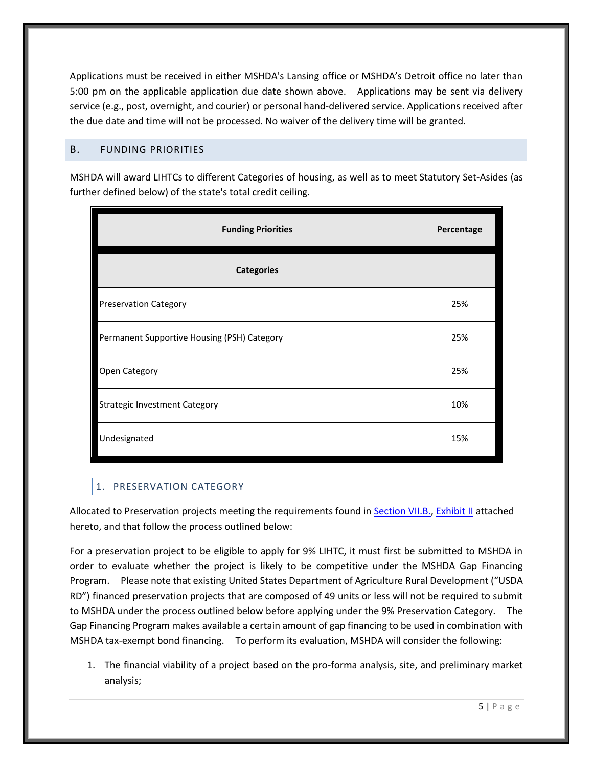Applications must be received in either MSHDA's Lansing office or MSHDA's Detroit office no later than 5:00 pm on the applicable application due date shown above. Applications may be sent via delivery service (e.g., post, overnight, and courier) or personal hand-delivered service. Applications received after the due date and time will not be processed. No waiver of the delivery time will be granted.

## B. FUNDING PRIORITIES

MSHDA will award LIHTCs to different Categories of housing, as well as to meet Statutory Set-Asides (as further defined below) of the state's total credit ceiling.

| Funding Priorities | Percentage |
|---|---|
| **Categories** | |
| Preservation Category | 25% |
| Permanent Supportive Housing (PSH) Category | 25% |
| Open Category | 25% |
| Strategic Investment Category | 10% |
| Undesignated | 15% |

### 1. PRESERVATION CATEGORY

Allocated to Preservation projects meeting the requirements found in Section VII.B., Exhibit II attached hereto, and that follow the process outlined below:

For a preservation project to be eligible to apply for 9% LIHTC, it must first be submitted to MSHDA in order to evaluate whether the project is likely to be competitive under the MSHDA Gap Financing Program. Please note that existing United States Department of Agriculture Rural Development ("USDA RD") financed preservation projects that are composed of 49 units or less will not be required to submit to MSHDA under the process outlined below before applying under the 9% Preservation Category. The Gap Financing Program makes available a certain amount of gap financing to be used in combination with MSHDA tax-exempt bond financing. To perform its evaluation, MSHDA will consider the following:

1. The financial viability of a project based on the pro-forma analysis, site, and preliminary market analysis;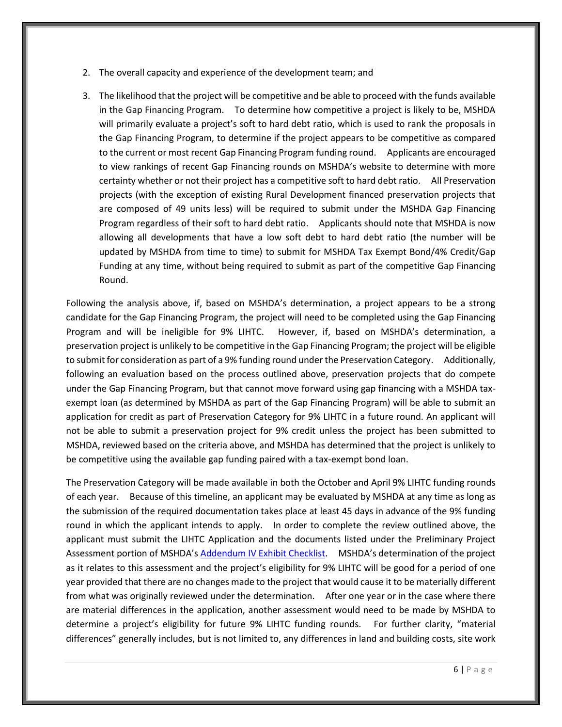2. The overall capacity and experience of the development team; and

3. The likelihood that the project will be competitive and be able to proceed with the funds available in the Gap Financing Program. To determine how competitive a project is likely to be, MSHDA will primarily evaluate a project's soft to hard debt ratio, which is used to rank the proposals in the Gap Financing Program, to determine if the project appears to be competitive as compared to the current or most recent Gap Financing Program funding round. Applicants are encouraged to view rankings of recent Gap Financing rounds on MSHDA's website to determine with more certainty whether or not their project has a competitive soft to hard debt ratio. All Preservation projects (with the exception of existing Rural Development financed preservation projects that are composed of 49 units less) will be required to submit under the MSHDA Gap Financing Program regardless of their soft to hard debt ratio. Applicants should note that MSHDA is now allowing all developments that have a low soft debt to hard debt ratio (the number will be updated by MSHDA from time to time) to submit for MSHDA Tax Exempt Bond/4% Credit/Gap Funding at any time, without being required to submit as part of the competitive Gap Financing Round.

Following the analysis above, if, based on MSHDA's determination, a project appears to be a strong candidate for the Gap Financing Program, the project will need to be completed using the Gap Financing Program and will be ineligible for 9% LIHTC. However, if, based on MSHDA's determination, a preservation project is unlikely to be competitive in the Gap Financing Program; the project will be eligible to submit for consideration as part of a 9% funding round under the Preservation Category. Additionally, following an evaluation based on the process outlined above, preservation projects that do compete under the Gap Financing Program, but that cannot move forward using gap financing with a MSHDA tax-exempt loan (as determined by MSHDA as part of the Gap Financing Program) will be able to submit an application for credit as part of Preservation Category for 9% LIHTC in a future round. An applicant will not be able to submit a preservation project for 9% credit unless the project has been submitted to MSHDA, reviewed based on the criteria above, and MSHDA has determined that the project is unlikely to be competitive using the available gap funding paired with a tax-exempt bond loan.

The Preservation Category will be made available in both the October and April 9% LIHTC funding rounds of each year. Because of this timeline, an applicant may be evaluated by MSHDA at any time as long as the submission of the required documentation takes place at least 45 days in advance of the 9% funding round in which the applicant intends to apply. In order to complete the review outlined above, the applicant must submit the LIHTC Application and the documents listed under the Preliminary Project Assessment portion of MSHDA's Addendum IV Exhibit Checklist. MSHDA's determination of the project as it relates to this assessment and the project's eligibility for 9% LIHTC will be good for a period of one year provided that there are no changes made to the project that would cause it to be materially different from what was originally reviewed under the determination. After one year or in the case where there are material differences in the application, another assessment would need to be made by MSHDA to determine a project's eligibility for future 9% LIHTC funding rounds. For further clarity, "material differences" generally includes, but is not limited to, any differences in land and building costs, site work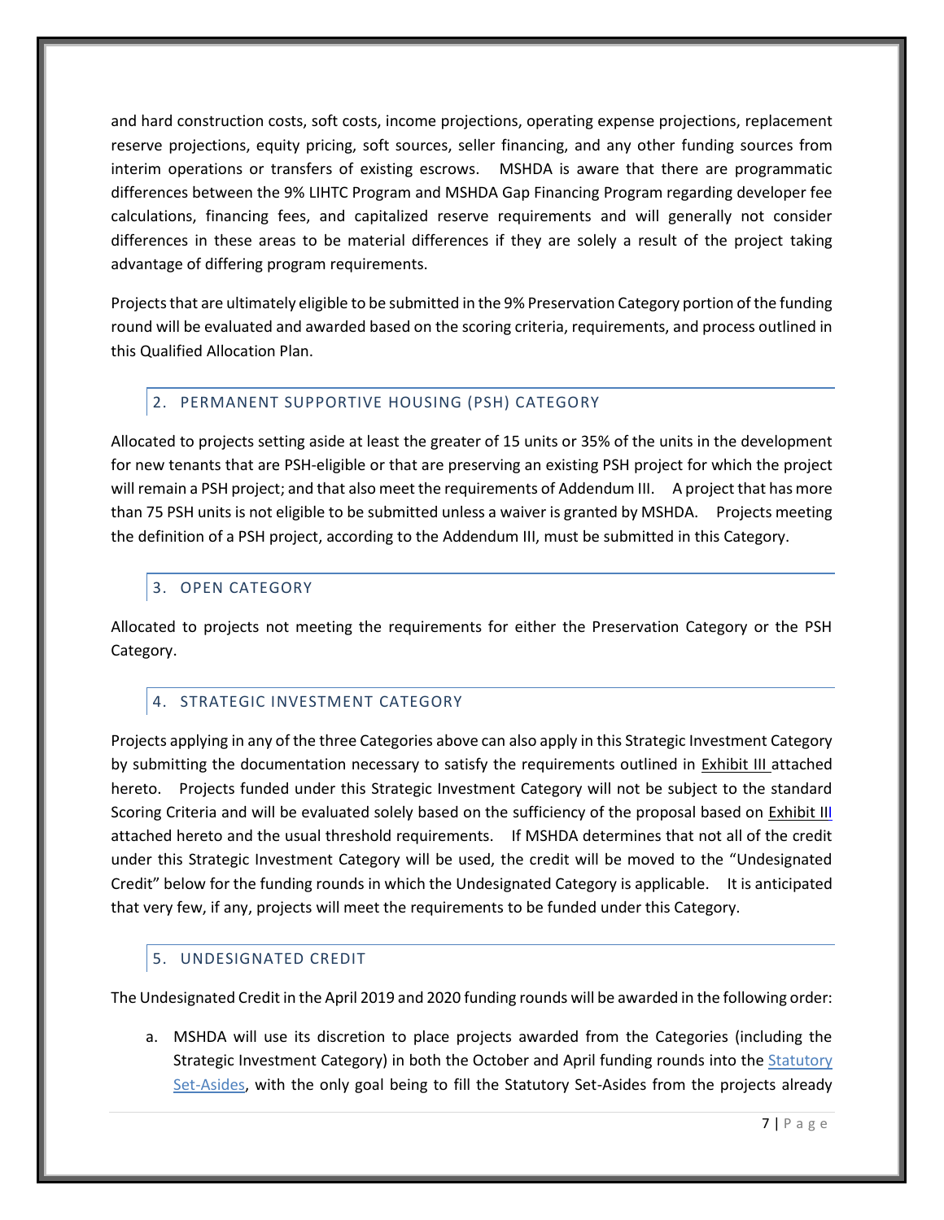and hard construction costs, soft costs, income projections, operating expense projections, replacement reserve projections, equity pricing, soft sources, seller financing, and any other funding sources from interim operations or transfers of existing escrows. MSHDA is aware that there are programmatic differences between the 9% LIHTC Program and MSHDA Gap Financing Program regarding developer fee calculations, financing fees, and capitalized reserve requirements and will generally not consider differences in these areas to be material differences if they are solely a result of the project taking advantage of differing program requirements.

Projects that are ultimately eligible to be submitted in the 9% Preservation Category portion of the funding round will be evaluated and awarded based on the scoring criteria, requirements, and process outlined in this Qualified Allocation Plan.

## 2. PERMANENT SUPPORTIVE HOUSING (PSH) CATEGORY

Allocated to projects setting aside at least the greater of 15 units or 35% of the units in the development for new tenants that are PSH-eligible or that are preserving an existing PSH project for which the project will remain a PSH project; and that also meet the requirements of Addendum III. A project that has more than 75 PSH units is not eligible to be submitted unless a waiver is granted by MSHDA. Projects meeting the definition of a PSH project, according to the Addendum III, must be submitted in this Category.

## 3. OPEN CATEGORY

Allocated to projects not meeting the requirements for either the Preservation Category or the PSH Category.

## 4. STRATEGIC INVESTMENT CATEGORY

Projects applying in any of the three Categories above can also apply in this Strategic Investment Category by submitting the documentation necessary to satisfy the requirements outlined in Exhibit III attached hereto. Projects funded under this Strategic Investment Category will not be subject to the standard Scoring Criteria and will be evaluated solely based on the sufficiency of the proposal based on Exhibit III attached hereto and the usual threshold requirements. If MSHDA determines that not all of the credit under this Strategic Investment Category will be used, the credit will be moved to the "Undesignated Credit" below for the funding rounds in which the Undesignated Category is applicable. It is anticipated that very few, if any, projects will meet the requirements to be funded under this Category.

## 5. UNDESIGNATED CREDIT

The Undesignated Credit in the April 2019 and 2020 funding rounds will be awarded in the following order:

a. MSHDA will use its discretion to place projects awarded from the Categories (including the Strategic Investment Category) in both the October and April funding rounds into the Statutory Set-Asides, with the only goal being to fill the Statutory Set-Asides from the projects already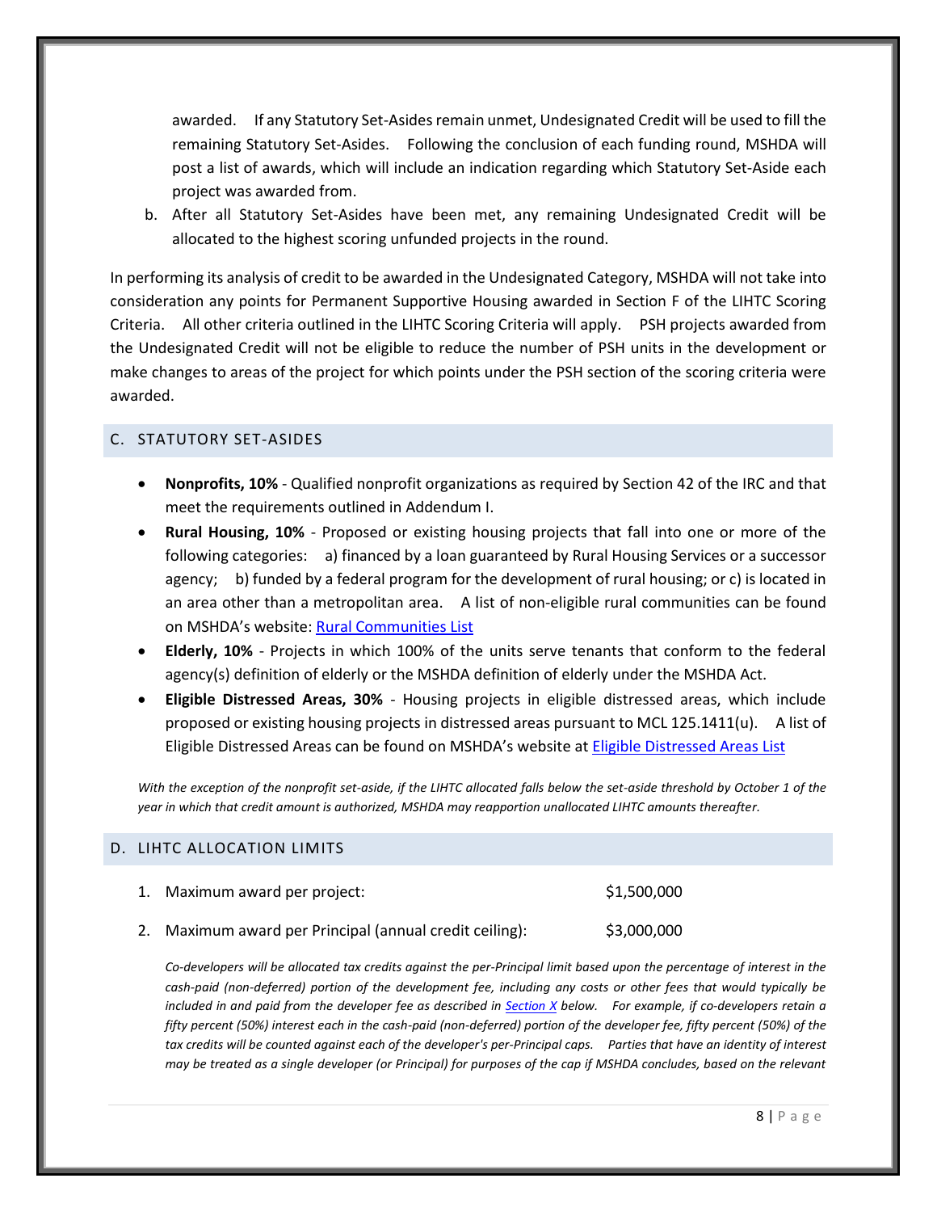awarded. If any Statutory Set-Asides remain unmet, Undesignated Credit will be used to fill the remaining Statutory Set-Asides. Following the conclusion of each funding round, MSHDA will post a list of awards, which will include an indication regarding which Statutory Set-Aside each project was awarded from.

b. After all Statutory Set-Asides have been met, any remaining Undesignated Credit will be allocated to the highest scoring unfunded projects in the round.

In performing its analysis of credit to be awarded in the Undesignated Category, MSHDA will not take into consideration any points for Permanent Supportive Housing awarded in Section F of the LIHTC Scoring Criteria. All other criteria outlined in the LIHTC Scoring Criteria will apply. PSH projects awarded from the Undesignated Credit will not be eligible to reduce the number of PSH units in the development or make changes to areas of the project for which points under the PSH section of the scoring criteria were awarded.

## C. STATUTORY SET-ASIDES

- **Nonprofits, 10%** - Qualified nonprofit organizations as required by Section 42 of the IRC and that meet the requirements outlined in Addendum I.
- **Rural Housing, 10%** - Proposed or existing housing projects that fall into one or more of the following categories: a) financed by a loan guaranteed by Rural Housing Services or a successor agency; b) funded by a federal program for the development of rural housing; or c) is located in an area other than a metropolitan area. A list of non-eligible rural communities can be found on MSHDA's website: Rural Communities List
- **Elderly, 10%** - Projects in which 100% of the units serve tenants that conform to the federal agency(s) definition of elderly or the MSHDA definition of elderly under the MSHDA Act.
- **Eligible Distressed Areas, 30%** - Housing projects in eligible distressed areas, which include proposed or existing housing projects in distressed areas pursuant to MCL 125.1411(u). A list of Eligible Distressed Areas can be found on MSHDA's website at Eligible Distressed Areas List

*With the exception of the nonprofit set-aside, if the LIHTC allocated falls below the set-aside threshold by October 1 of the year in which that credit amount is authorized, MSHDA may reapportion unallocated LIHTC amounts thereafter.*

## D. LIHTC ALLOCATION LIMITS

1. Maximum award per project: $1,500,000
2. Maximum award per Principal (annual credit ceiling): $3,000,000

*Co-developers will be allocated tax credits against the per-Principal limit based upon the percentage of interest in the cash-paid (non-deferred) portion of the development fee, including any costs or other fees that would typically be included in and paid from the developer fee as described in Section X below. For example, if co-developers retain a fifty percent (50%) interest each in the cash-paid (non-deferred) portion of the developer fee, fifty percent (50%) of the tax credits will be counted against each of the developer's per-Principal caps. Parties that have an identity of interest may be treated as a single developer (or Principal) for purposes of the cap if MSHDA concludes, based on the relevant*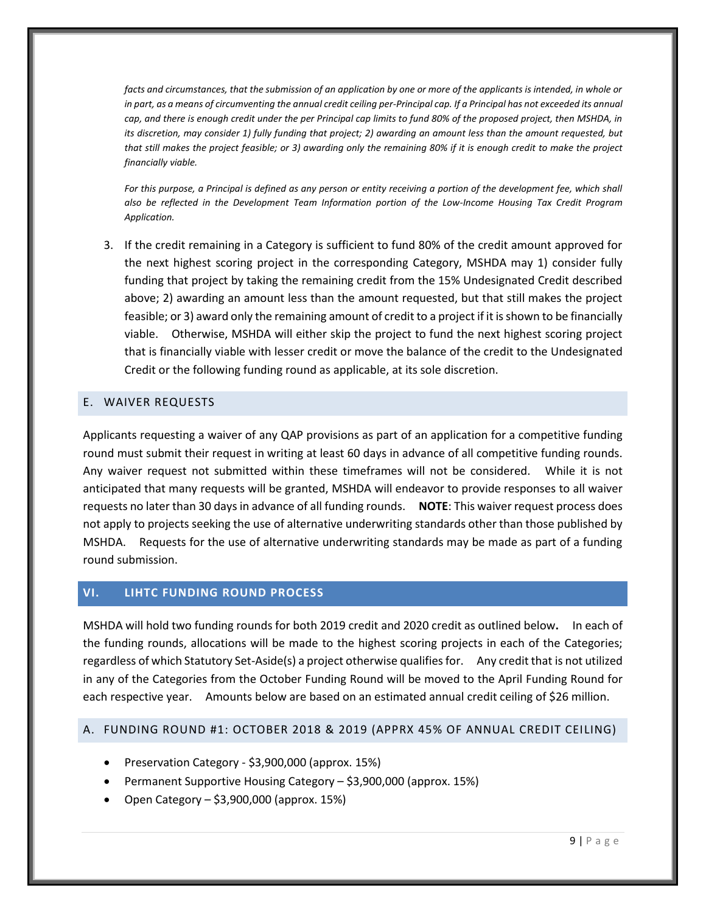*facts and circumstances, that the submission of an application by one or more of the applicants is intended, in whole or in part, as a means of circumventing the annual credit ceiling per-Principal cap. If a Principal has not exceeded its annual cap, and there is enough credit under the per Principal cap limits to fund 80% of the proposed project, then MSHDA, in its discretion, may consider 1) fully funding that project; 2) awarding an amount less than the amount requested, but that still makes the project feasible; or 3) awarding only the remaining 80% if it is enough credit to make the project financially viable.*

*For this purpose, a Principal is defined as any person or entity receiving a portion of the development fee, which shall also be reflected in the Development Team Information portion of the Low-Income Housing Tax Credit Program Application.*

3. If the credit remaining in a Category is sufficient to fund 80% of the credit amount approved for the next highest scoring project in the corresponding Category, MSHDA may 1) consider fully funding that project by taking the remaining credit from the 15% Undesignated Credit described above; 2) awarding an amount less than the amount requested, but that still makes the project feasible; or 3) award only the remaining amount of credit to a project if it is shown to be financially viable. Otherwise, MSHDA will either skip the project to fund the next highest scoring project that is financially viable with lesser credit or move the balance of the credit to the Undesignated Credit or the following funding round as applicable, at its sole discretion.

### E. WAIVER REQUESTS

Applicants requesting a waiver of any QAP provisions as part of an application for a competitive funding round must submit their request in writing at least 60 days in advance of all competitive funding rounds. Any waiver request not submitted within these timeframes will not be considered. While it is not anticipated that many requests will be granted, MSHDA will endeavor to provide responses to all waiver requests no later than 30 days in advance of all funding rounds. **NOTE**: This waiver request process does not apply to projects seeking the use of alternative underwriting standards other than those published by MSHDA. Requests for the use of alternative underwriting standards may be made as part of a funding round submission.

## VI. LIHTC FUNDING ROUND PROCESS

MSHDA will hold two funding rounds for both 2019 credit and 2020 credit as outlined below**.** In each of the funding rounds, allocations will be made to the highest scoring projects in each of the Categories; regardless of which Statutory Set-Aside(s) a project otherwise qualifies for. Any credit that is not utilized in any of the Categories from the October Funding Round will be moved to the April Funding Round for each respective year. Amounts below are based on an estimated annual credit ceiling of $26 million.

### A. FUNDING ROUND #1: OCTOBER 2018 & 2019 (APPRX 45% OF ANNUAL CREDIT CEILING)

- Preservation Category - $3,900,000 (approx. 15%)
- Permanent Supportive Housing Category – $3,900,000 (approx. 15%)
- Open Category – $3,900,000 (approx. 15%)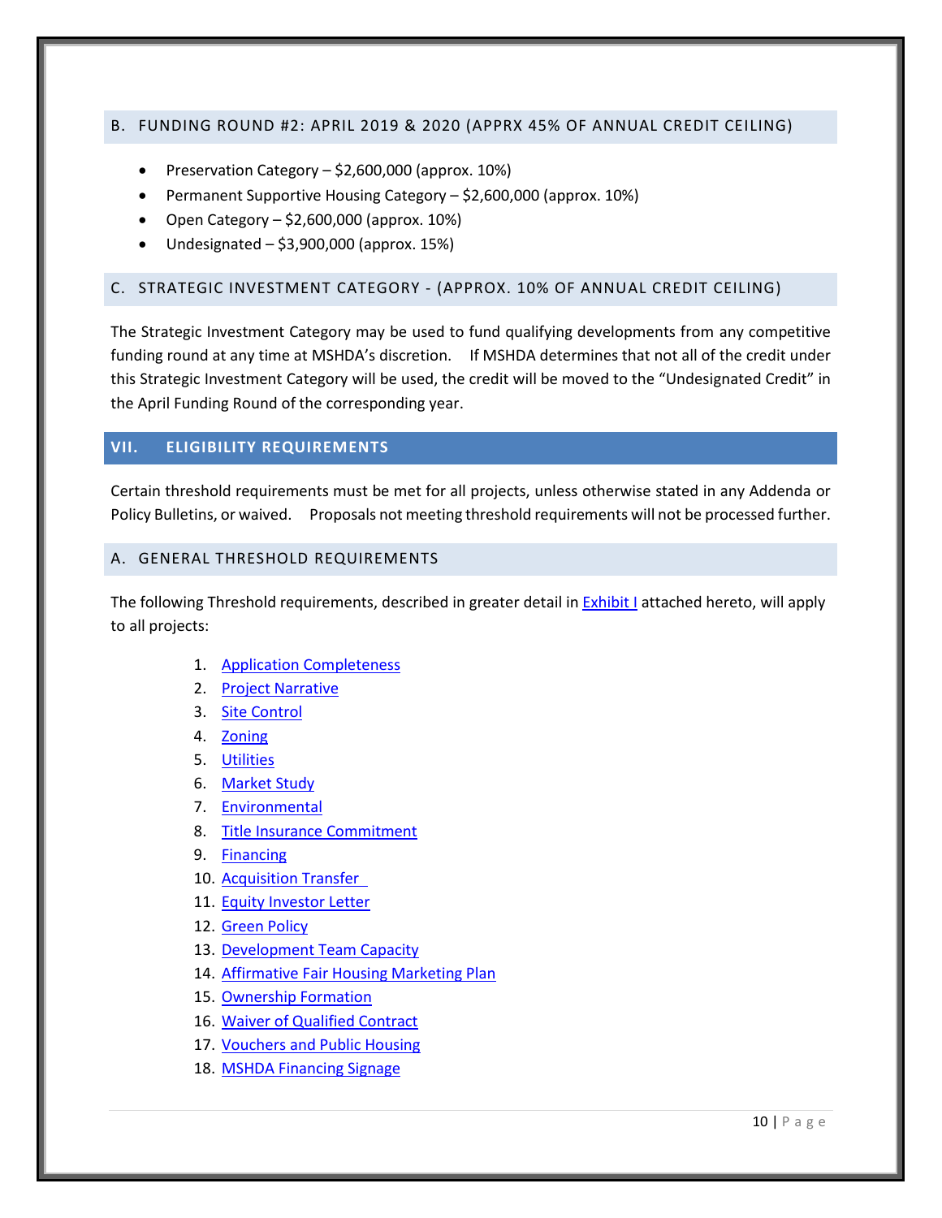### B. FUNDING ROUND #2: APRIL 2019 & 2020 (APPRX 45% OF ANNUAL CREDIT CEILING)

- Preservation Category – $2,600,000 (approx. 10%)
- Permanent Supportive Housing Category – $2,600,000 (approx. 10%)
- Open Category – $2,600,000 (approx. 10%)
- Undesignated – $3,900,000 (approx. 15%)

### C. STRATEGIC INVESTMENT CATEGORY - (APPROX. 10% OF ANNUAL CREDIT CEILING)

The Strategic Investment Category may be used to fund qualifying developments from any competitive funding round at any time at MSHDA's discretion. If MSHDA determines that not all of the credit under this Strategic Investment Category will be used, the credit will be moved to the "Undesignated Credit" in the April Funding Round of the corresponding year.

## VII. ELIGIBILITY REQUIREMENTS

Certain threshold requirements must be met for all projects, unless otherwise stated in any Addenda or Policy Bulletins, or waived. Proposals not meeting threshold requirements will not be processed further.

### A. GENERAL THRESHOLD REQUIREMENTS

The following Threshold requirements, described in greater detail in Exhibit I attached hereto, will apply to all projects:

1. Application Completeness
2. Project Narrative
3. Site Control
4. Zoning
5. Utilities
6. Market Study
7. Environmental
8. Title Insurance Commitment
9. Financing
10. Acquisition Transfer
11. Equity Investor Letter
12. Green Policy
13. Development Team Capacity
14. Affirmative Fair Housing Marketing Plan
15. Ownership Formation
16. Waiver of Qualified Contract
17. Vouchers and Public Housing
18. MSHDA Financing Signage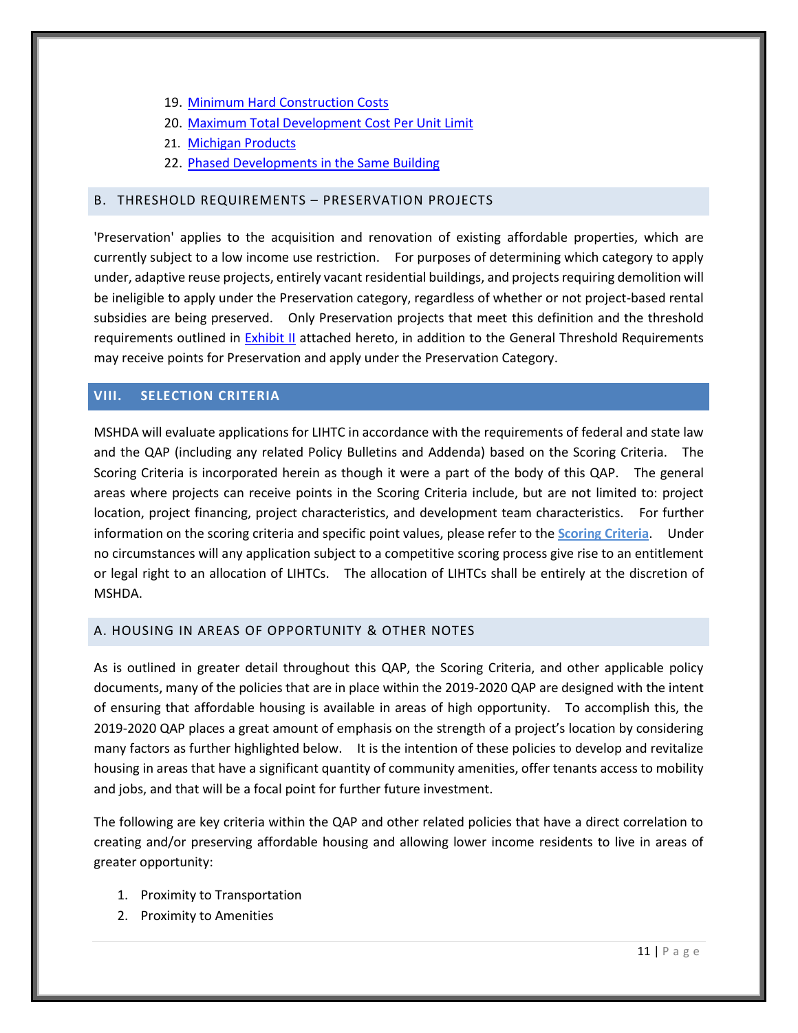19. [Minimum Hard Construction Costs]()
20. [Maximum Total Development Cost Per Unit Limit]()
21. [Michigan Products]()
22. [Phased Developments in the Same Building]()

### B. THRESHOLD REQUIREMENTS – PRESERVATION PROJECTS

'Preservation' applies to the acquisition and renovation of existing affordable properties, which are currently subject to a low income use restriction. For purposes of determining which category to apply under, adaptive reuse projects, entirely vacant residential buildings, and projects requiring demolition will be ineligible to apply under the Preservation category, regardless of whether or not project-based rental subsidies are being preserved. Only Preservation projects that meet this definition and the threshold requirements outlined in [Exhibit II]() attached hereto, in addition to the General Threshold Requirements may receive points for Preservation and apply under the Preservation Category.

## VIII. SELECTION CRITERIA

MSHDA will evaluate applications for LIHTC in accordance with the requirements of federal and state law and the QAP (including any related Policy Bulletins and Addenda) based on the Scoring Criteria. The Scoring Criteria is incorporated herein as though it were a part of the body of this QAP. The general areas where projects can receive points in the Scoring Criteria include, but are not limited to: project location, project financing, project characteristics, and development team characteristics. For further information on the scoring criteria and specific point values, please refer to the [**Scoring Criteria**](). Under no circumstances will any application subject to a competitive scoring process give rise to an entitlement or legal right to an allocation of LIHTCs. The allocation of LIHTCs shall be entirely at the discretion of MSHDA.

### A. HOUSING IN AREAS OF OPPORTUNITY & OTHER NOTES

As is outlined in greater detail throughout this QAP, the Scoring Criteria, and other applicable policy documents, many of the policies that are in place within the 2019-2020 QAP are designed with the intent of ensuring that affordable housing is available in areas of high opportunity. To accomplish this, the 2019-2020 QAP places a great amount of emphasis on the strength of a project's location by considering many factors as further highlighted below. It is the intention of these policies to develop and revitalize housing in areas that have a significant quantity of community amenities, offer tenants access to mobility and jobs, and that will be a focal point for further future investment.

The following are key criteria within the QAP and other related policies that have a direct correlation to creating and/or preserving affordable housing and allowing lower income residents to live in areas of greater opportunity:

1. Proximity to Transportation
2. Proximity to Amenities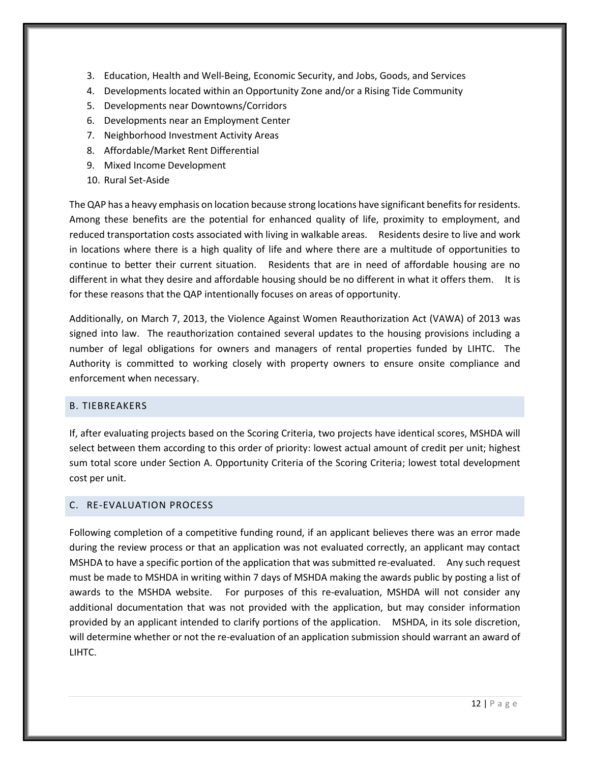3. Education, Health and Well-Being, Economic Security, and Jobs, Goods, and Services
4. Developments located within an Opportunity Zone and/or a Rising Tide Community
5. Developments near Downtowns/Corridors
6. Developments near an Employment Center
7. Neighborhood Investment Activity Areas
8. Affordable/Market Rent Differential
9. Mixed Income Development
10. Rural Set-Aside

The QAP has a heavy emphasis on location because strong locations have significant benefits for residents. Among these benefits are the potential for enhanced quality of life, proximity to employment, and reduced transportation costs associated with living in walkable areas. Residents desire to live and work in locations where there is a high quality of life and where there are a multitude of opportunities to continue to better their current situation. Residents that are in need of affordable housing are no different in what they desire and affordable housing should be no different in what it offers them. It is for these reasons that the QAP intentionally focuses on areas of opportunity.

Additionally, on March 7, 2013, the Violence Against Women Reauthorization Act (VAWA) of 2013 was signed into law. The reauthorization contained several updates to the housing provisions including a number of legal obligations for owners and managers of rental properties funded by LIHTC. The Authority is committed to working closely with property owners to ensure onsite compliance and enforcement when necessary.

## B. TIEBREAKERS

If, after evaluating projects based on the Scoring Criteria, two projects have identical scores, MSHDA will select between them according to this order of priority: lowest actual amount of credit per unit; highest sum total score under Section A. Opportunity Criteria of the Scoring Criteria; lowest total development cost per unit.

## C. RE-EVALUATION PROCESS

Following completion of a competitive funding round, if an applicant believes there was an error made during the review process or that an application was not evaluated correctly, an applicant may contact MSHDA to have a specific portion of the application that was submitted re-evaluated. Any such request must be made to MSHDA in writing within 7 days of MSHDA making the awards public by posting a list of awards to the MSHDA website. For purposes of this re-evaluation, MSHDA will not consider any additional documentation that was not provided with the application, but may consider information provided by an applicant intended to clarify portions of the application. MSHDA, in its sole discretion, will determine whether or not the re-evaluation of an application submission should warrant an award of LIHTC.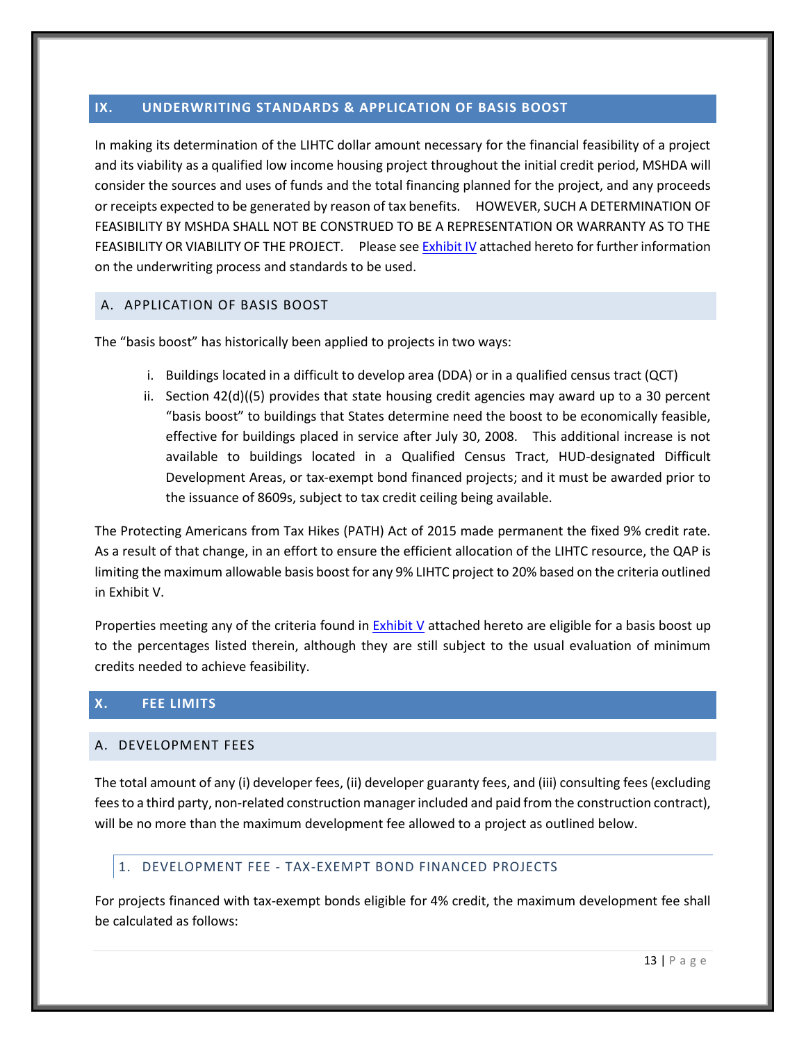## IX. UNDERWRITING STANDARDS & APPLICATION OF BASIS BOOST

In making its determination of the LIHTC dollar amount necessary for the financial feasibility of a project and its viability as a qualified low income housing project throughout the initial credit period, MSHDA will consider the sources and uses of funds and the total financing planned for the project, and any proceeds or receipts expected to be generated by reason of tax benefits. HOWEVER, SUCH A DETERMINATION OF FEASIBILITY BY MSHDA SHALL NOT BE CONSTRUED TO BE A REPRESENTATION OR WARRANTY AS TO THE FEASIBILITY OR VIABILITY OF THE PROJECT. Please see Exhibit IV attached hereto for further information on the underwriting process and standards to be used.

### A. APPLICATION OF BASIS BOOST

The "basis boost" has historically been applied to projects in two ways:

i. Buildings located in a difficult to develop area (DDA) or in a qualified census tract (QCT)
ii. Section 42(d)((5) provides that state housing credit agencies may award up to a 30 percent "basis boost" to buildings that States determine need the boost to be economically feasible, effective for buildings placed in service after July 30, 2008. This additional increase is not available to buildings located in a Qualified Census Tract, HUD-designated Difficult Development Areas, or tax-exempt bond financed projects; and it must be awarded prior to the issuance of 8609s, subject to tax credit ceiling being available.

The Protecting Americans from Tax Hikes (PATH) Act of 2015 made permanent the fixed 9% credit rate. As a result of that change, in an effort to ensure the efficient allocation of the LIHTC resource, the QAP is limiting the maximum allowable basis boost for any 9% LIHTC project to 20% based on the criteria outlined in Exhibit V.

Properties meeting any of the criteria found in Exhibit V attached hereto are eligible for a basis boost up to the percentages listed therein, although they are still subject to the usual evaluation of minimum credits needed to achieve feasibility.

## X. FEE LIMITS

### A. DEVELOPMENT FEES

The total amount of any (i) developer fees, (ii) developer guaranty fees, and (iii) consulting fees (excluding fees to a third party, non-related construction manager included and paid from the construction contract), will be no more than the maximum development fee allowed to a project as outlined below.

#### 1. DEVELOPMENT FEE - TAX-EXEMPT BOND FINANCED PROJECTS

For projects financed with tax-exempt bonds eligible for 4% credit, the maximum development fee shall be calculated as follows: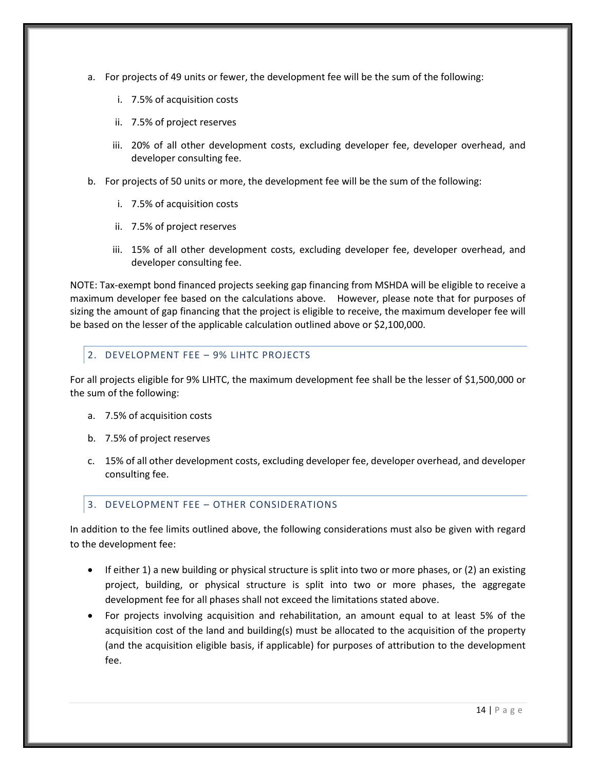a. For projects of 49 units or fewer, the development fee will be the sum of the following:

   i. 7.5% of acquisition costs

   ii. 7.5% of project reserves

   iii. 20% of all other development costs, excluding developer fee, developer overhead, and developer consulting fee.

b. For projects of 50 units or more, the development fee will be the sum of the following:

   i. 7.5% of acquisition costs

   ii. 7.5% of project reserves

   iii. 15% of all other development costs, excluding developer fee, developer overhead, and developer consulting fee.

NOTE: Tax-exempt bond financed projects seeking gap financing from MSHDA will be eligible to receive a maximum developer fee based on the calculations above. However, please note that for purposes of sizing the amount of gap financing that the project is eligible to receive, the maximum developer fee will be based on the lesser of the applicable calculation outlined above or $2,100,000.

## 2. DEVELOPMENT FEE – 9% LIHTC PROJECTS

For all projects eligible for 9% LIHTC, the maximum development fee shall be the lesser of $1,500,000 or the sum of the following:

a. 7.5% of acquisition costs

b. 7.5% of project reserves

c. 15% of all other development costs, excluding developer fee, developer overhead, and developer consulting fee.

## 3. DEVELOPMENT FEE – OTHER CONSIDERATIONS

In addition to the fee limits outlined above, the following considerations must also be given with regard to the development fee:

- If either 1) a new building or physical structure is split into two or more phases, or (2) an existing project, building, or physical structure is split into two or more phases, the aggregate development fee for all phases shall not exceed the limitations stated above.
- For projects involving acquisition and rehabilitation, an amount equal to at least 5% of the acquisition cost of the land and building(s) must be allocated to the acquisition of the property (and the acquisition eligible basis, if applicable) for purposes of attribution to the development fee.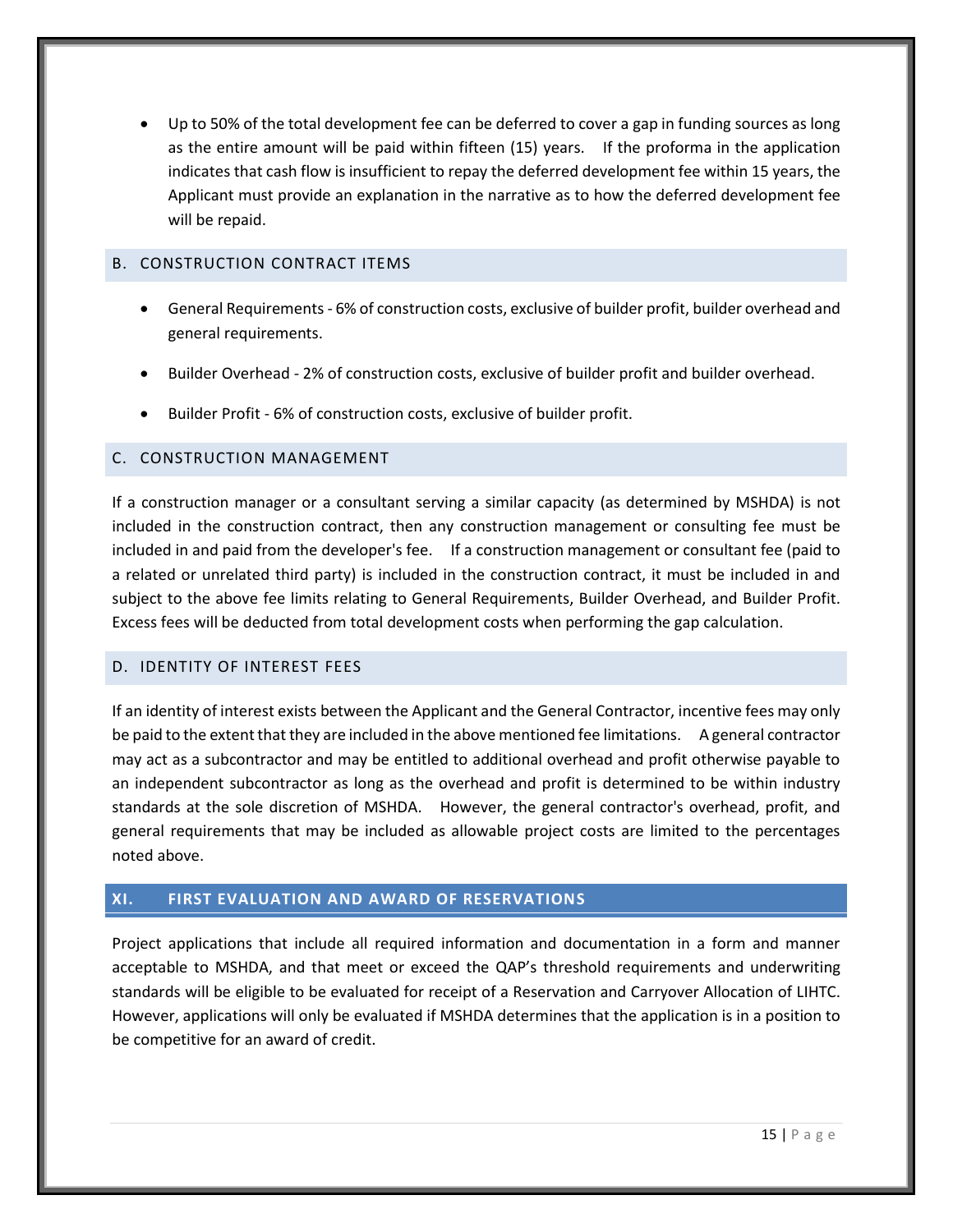- Up to 50% of the total development fee can be deferred to cover a gap in funding sources as long as the entire amount will be paid within fifteen (15) years. If the proforma in the application indicates that cash flow is insufficient to repay the deferred development fee within 15 years, the Applicant must provide an explanation in the narrative as to how the deferred development fee will be repaid.

### B. CONSTRUCTION CONTRACT ITEMS

- General Requirements - 6% of construction costs, exclusive of builder profit, builder overhead and general requirements.
- Builder Overhead - 2% of construction costs, exclusive of builder profit and builder overhead.
- Builder Profit - 6% of construction costs, exclusive of builder profit.

### C. CONSTRUCTION MANAGEMENT

If a construction manager or a consultant serving a similar capacity (as determined by MSHDA) is not included in the construction contract, then any construction management or consulting fee must be included in and paid from the developer's fee. If a construction management or consultant fee (paid to a related or unrelated third party) is included in the construction contract, it must be included in and subject to the above fee limits relating to General Requirements, Builder Overhead, and Builder Profit. Excess fees will be deducted from total development costs when performing the gap calculation.

### D. IDENTITY OF INTEREST FEES

If an identity of interest exists between the Applicant and the General Contractor, incentive fees may only be paid to the extent that they are included in the above mentioned fee limitations. A general contractor may act as a subcontractor and may be entitled to additional overhead and profit otherwise payable to an independent subcontractor as long as the overhead and profit is determined to be within industry standards at the sole discretion of MSHDA. However, the general contractor's overhead, profit, and general requirements that may be included as allowable project costs are limited to the percentages noted above.

## XI. FIRST EVALUATION AND AWARD OF RESERVATIONS

Project applications that include all required information and documentation in a form and manner acceptable to MSHDA, and that meet or exceed the QAP's threshold requirements and underwriting standards will be eligible to be evaluated for receipt of a Reservation and Carryover Allocation of LIHTC. However, applications will only be evaluated if MSHDA determines that the application is in a position to be competitive for an award of credit.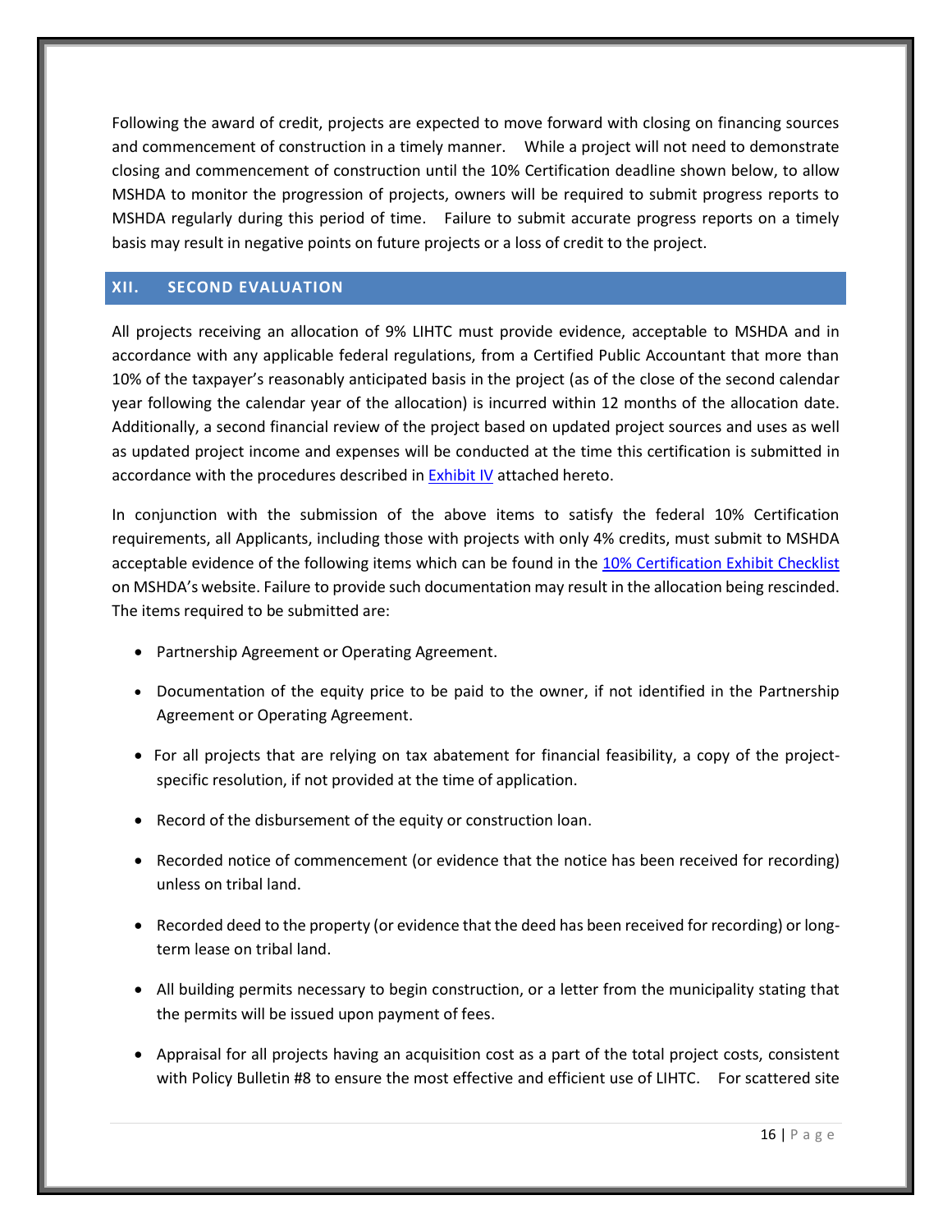Following the award of credit, projects are expected to move forward with closing on financing sources and commencement of construction in a timely manner. While a project will not need to demonstrate closing and commencement of construction until the 10% Certification deadline shown below, to allow MSHDA to monitor the progression of projects, owners will be required to submit progress reports to MSHDA regularly during this period of time. Failure to submit accurate progress reports on a timely basis may result in negative points on future projects or a loss of credit to the project.

## XII. SECOND EVALUATION

All projects receiving an allocation of 9% LIHTC must provide evidence, acceptable to MSHDA and in accordance with any applicable federal regulations, from a Certified Public Accountant that more than 10% of the taxpayer's reasonably anticipated basis in the project (as of the close of the second calendar year following the calendar year of the allocation) is incurred within 12 months of the allocation date. Additionally, a second financial review of the project based on updated project sources and uses as well as updated project income and expenses will be conducted at the time this certification is submitted in accordance with the procedures described in Exhibit IV attached hereto.

In conjunction with the submission of the above items to satisfy the federal 10% Certification requirements, all Applicants, including those with projects with only 4% credits, must submit to MSHDA acceptable evidence of the following items which can be found in the 10% Certification Exhibit Checklist on MSHDA's website. Failure to provide such documentation may result in the allocation being rescinded. The items required to be submitted are:

- Partnership Agreement or Operating Agreement.
- Documentation of the equity price to be paid to the owner, if not identified in the Partnership Agreement or Operating Agreement.
- For all projects that are relying on tax abatement for financial feasibility, a copy of the project-specific resolution, if not provided at the time of application.
- Record of the disbursement of the equity or construction loan.
- Recorded notice of commencement (or evidence that the notice has been received for recording) unless on tribal land.
- Recorded deed to the property (or evidence that the deed has been received for recording) or long-term lease on tribal land.
- All building permits necessary to begin construction, or a letter from the municipality stating that the permits will be issued upon payment of fees.
- Appraisal for all projects having an acquisition cost as a part of the total project costs, consistent with Policy Bulletin #8 to ensure the most effective and efficient use of LIHTC. For scattered site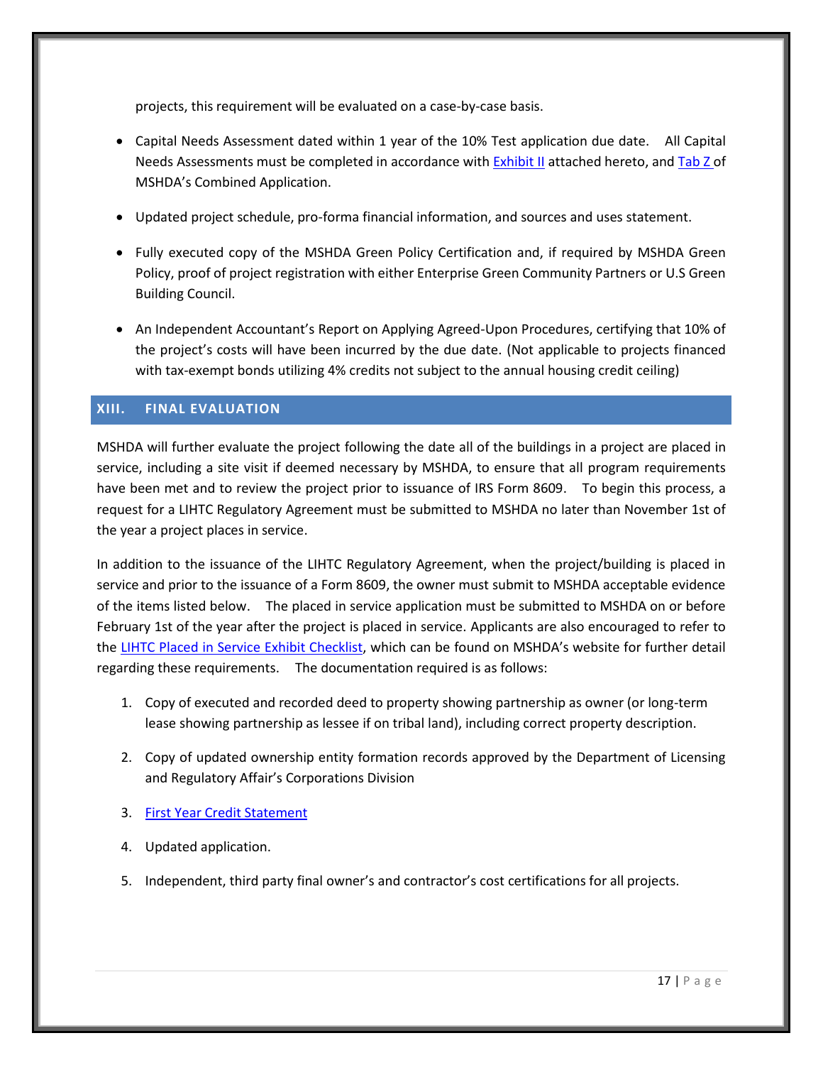projects, this requirement will be evaluated on a case-by-case basis.

- Capital Needs Assessment dated within 1 year of the 10% Test application due date. All Capital Needs Assessments must be completed in accordance with Exhibit II attached hereto, and Tab Z of MSHDA's Combined Application.
- Updated project schedule, pro-forma financial information, and sources and uses statement.
- Fully executed copy of the MSHDA Green Policy Certification and, if required by MSHDA Green Policy, proof of project registration with either Enterprise Green Community Partners or U.S Green Building Council.
- An Independent Accountant's Report on Applying Agreed-Upon Procedures, certifying that 10% of the project's costs will have been incurred by the due date. (Not applicable to projects financed with tax-exempt bonds utilizing 4% credits not subject to the annual housing credit ceiling)

## XIII. FINAL EVALUATION

MSHDA will further evaluate the project following the date all of the buildings in a project are placed in service, including a site visit if deemed necessary by MSHDA, to ensure that all program requirements have been met and to review the project prior to issuance of IRS Form 8609. To begin this process, a request for a LIHTC Regulatory Agreement must be submitted to MSHDA no later than November 1st of the year a project places in service.

In addition to the issuance of the LIHTC Regulatory Agreement, when the project/building is placed in service and prior to the issuance of a Form 8609, the owner must submit to MSHDA acceptable evidence of the items listed below. The placed in service application must be submitted to MSHDA on or before February 1st of the year after the project is placed in service. Applicants are also encouraged to refer to the LIHTC Placed in Service Exhibit Checklist, which can be found on MSHDA's website for further detail regarding these requirements. The documentation required is as follows:

1. Copy of executed and recorded deed to property showing partnership as owner (or long-term lease showing partnership as lessee if on tribal land), including correct property description.
2. Copy of updated ownership entity formation records approved by the Department of Licensing and Regulatory Affair's Corporations Division
3. First Year Credit Statement
4. Updated application.
5. Independent, third party final owner's and contractor's cost certifications for all projects.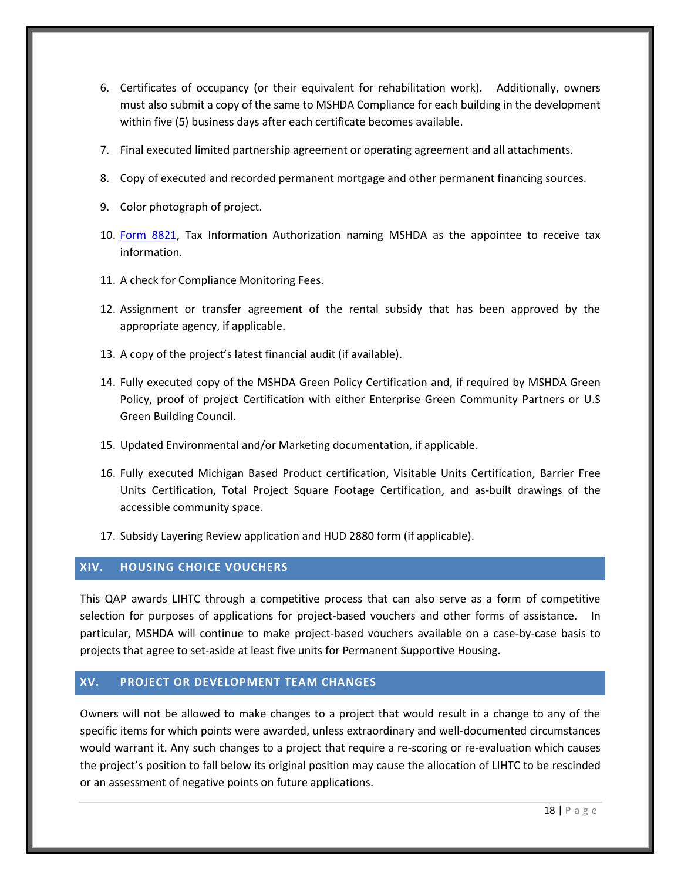6. Certificates of occupancy (or their equivalent for rehabilitation work). Additionally, owners must also submit a copy of the same to MSHDA Compliance for each building in the development within five (5) business days after each certificate becomes available.

7. Final executed limited partnership agreement or operating agreement and all attachments.

8. Copy of executed and recorded permanent mortgage and other permanent financing sources.

9. Color photograph of project.

10. Form 8821, Tax Information Authorization naming MSHDA as the appointee to receive tax information.

11. A check for Compliance Monitoring Fees.

12. Assignment or transfer agreement of the rental subsidy that has been approved by the appropriate agency, if applicable.

13. A copy of the project's latest financial audit (if available).

14. Fully executed copy of the MSHDA Green Policy Certification and, if required by MSHDA Green Policy, proof of project Certification with either Enterprise Green Community Partners or U.S Green Building Council.

15. Updated Environmental and/or Marketing documentation, if applicable.

16. Fully executed Michigan Based Product certification, Visitable Units Certification, Barrier Free Units Certification, Total Project Square Footage Certification, and as-built drawings of the accessible community space.

17. Subsidy Layering Review application and HUD 2880 form (if applicable).

## XIV. HOUSING CHOICE VOUCHERS

This QAP awards LIHTC through a competitive process that can also serve as a form of competitive selection for purposes of applications for project-based vouchers and other forms of assistance. In particular, MSHDA will continue to make project-based vouchers available on a case-by-case basis to projects that agree to set-aside at least five units for Permanent Supportive Housing.

## XV. PROJECT OR DEVELOPMENT TEAM CHANGES

Owners will not be allowed to make changes to a project that would result in a change to any of the specific items for which points were awarded, unless extraordinary and well-documented circumstances would warrant it. Any such changes to a project that require a re-scoring or re-evaluation which causes the project's position to fall below its original position may cause the allocation of LIHTC to be rescinded or an assessment of negative points on future applications.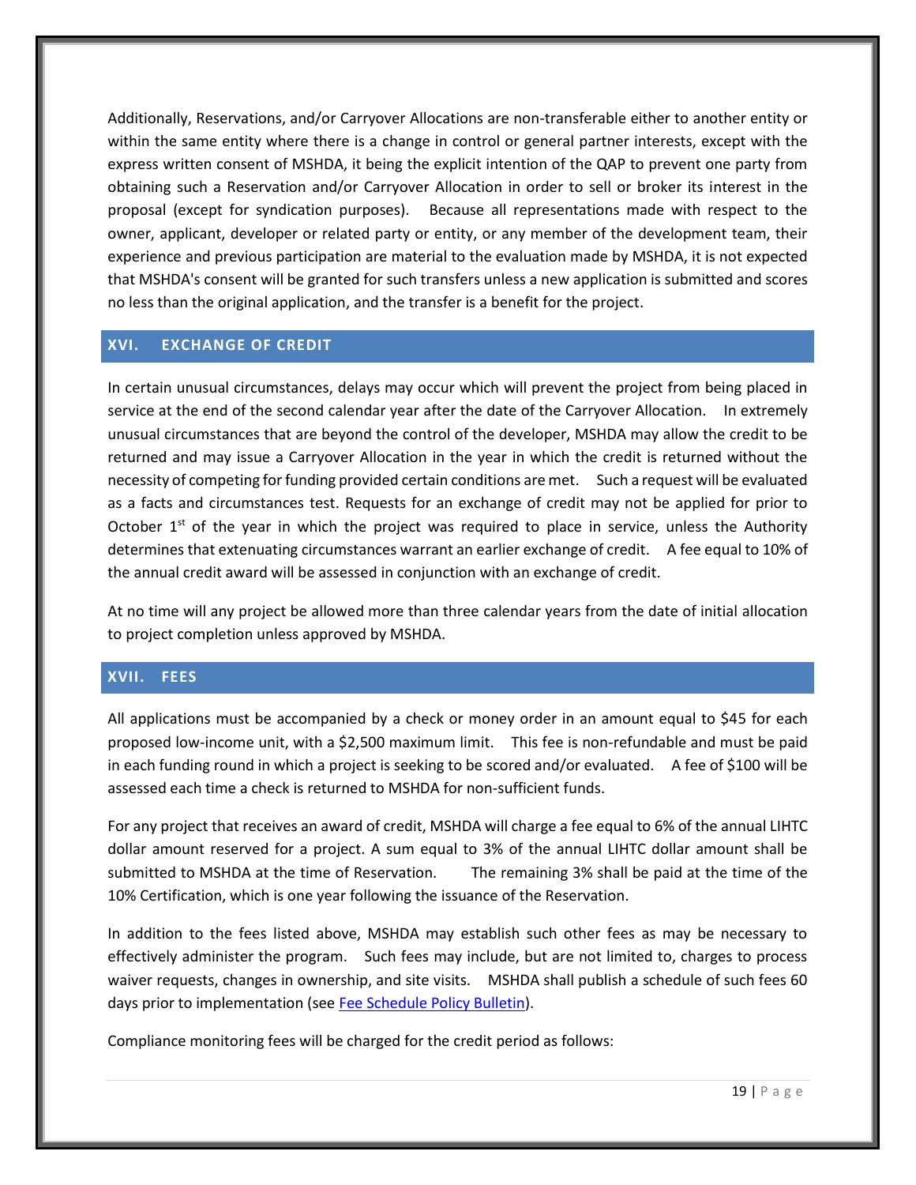Additionally, Reservations, and/or Carryover Allocations are non-transferable either to another entity or within the same entity where there is a change in control or general partner interests, except with the express written consent of MSHDA, it being the explicit intention of the QAP to prevent one party from obtaining such a Reservation and/or Carryover Allocation in order to sell or broker its interest in the proposal (except for syndication purposes). Because all representations made with respect to the owner, applicant, developer or related party or entity, or any member of the development team, their experience and previous participation are material to the evaluation made by MSHDA, it is not expected that MSHDA's consent will be granted for such transfers unless a new application is submitted and scores no less than the original application, and the transfer is a benefit for the project.

## XVI. EXCHANGE OF CREDIT

In certain unusual circumstances, delays may occur which will prevent the project from being placed in service at the end of the second calendar year after the date of the Carryover Allocation. In extremely unusual circumstances that are beyond the control of the developer, MSHDA may allow the credit to be returned and may issue a Carryover Allocation in the year in which the credit is returned without the necessity of competing for funding provided certain conditions are met. Such a request will be evaluated as a facts and circumstances test. Requests for an exchange of credit may not be applied for prior to October 1st of the year in which the project was required to place in service, unless the Authority determines that extenuating circumstances warrant an earlier exchange of credit. A fee equal to 10% of the annual credit award will be assessed in conjunction with an exchange of credit.

At no time will any project be allowed more than three calendar years from the date of initial allocation to project completion unless approved by MSHDA.

## XVII. FEES

All applications must be accompanied by a check or money order in an amount equal to $45 for each proposed low-income unit, with a $2,500 maximum limit. This fee is non-refundable and must be paid in each funding round in which a project is seeking to be scored and/or evaluated. A fee of $100 will be assessed each time a check is returned to MSHDA for non-sufficient funds.

For any project that receives an award of credit, MSHDA will charge a fee equal to 6% of the annual LIHTC dollar amount reserved for a project. A sum equal to 3% of the annual LIHTC dollar amount shall be submitted to MSHDA at the time of Reservation. The remaining 3% shall be paid at the time of the 10% Certification, which is one year following the issuance of the Reservation.

In addition to the fees listed above, MSHDA may establish such other fees as may be necessary to effectively administer the program. Such fees may include, but are not limited to, charges to process waiver requests, changes in ownership, and site visits. MSHDA shall publish a schedule of such fees 60 days prior to implementation (see Fee Schedule Policy Bulletin).

Compliance monitoring fees will be charged for the credit period as follows: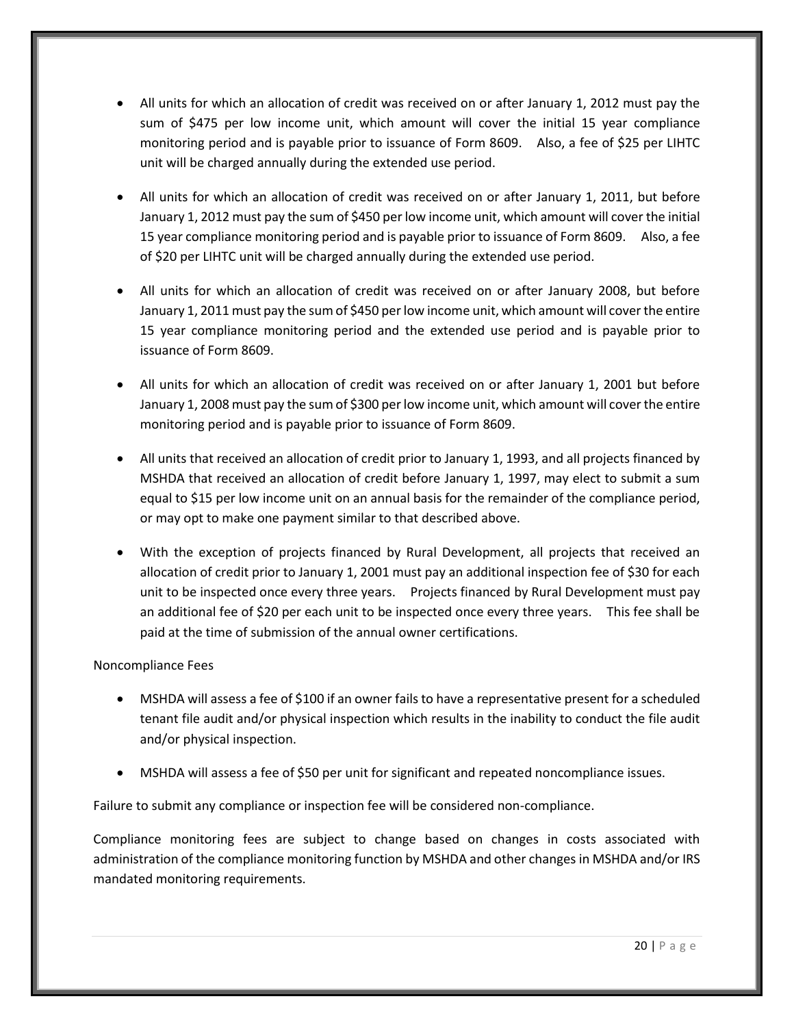- All units for which an allocation of credit was received on or after January 1, 2012 must pay the sum of $475 per low income unit, which amount will cover the initial 15 year compliance monitoring period and is payable prior to issuance of Form 8609. Also, a fee of $25 per LIHTC unit will be charged annually during the extended use period.

- All units for which an allocation of credit was received on or after January 1, 2011, but before January 1, 2012 must pay the sum of $450 per low income unit, which amount will cover the initial 15 year compliance monitoring period and is payable prior to issuance of Form 8609. Also, a fee of $20 per LIHTC unit will be charged annually during the extended use period.

- All units for which an allocation of credit was received on or after January 2008, but before January 1, 2011 must pay the sum of $450 per low income unit, which amount will cover the entire 15 year compliance monitoring period and the extended use period and is payable prior to issuance of Form 8609.

- All units for which an allocation of credit was received on or after January 1, 2001 but before January 1, 2008 must pay the sum of $300 per low income unit, which amount will cover the entire monitoring period and is payable prior to issuance of Form 8609.

- All units that received an allocation of credit prior to January 1, 1993, and all projects financed by MSHDA that received an allocation of credit before January 1, 1997, may elect to submit a sum equal to $15 per low income unit on an annual basis for the remainder of the compliance period, or may opt to make one payment similar to that described above.

- With the exception of projects financed by Rural Development, all projects that received an allocation of credit prior to January 1, 2001 must pay an additional inspection fee of $30 for each unit to be inspected once every three years. Projects financed by Rural Development must pay an additional fee of $20 per each unit to be inspected once every three years. This fee shall be paid at the time of submission of the annual owner certifications.

Noncompliance Fees

- MSHDA will assess a fee of $100 if an owner fails to have a representative present for a scheduled tenant file audit and/or physical inspection which results in the inability to conduct the file audit and/or physical inspection.

- MSHDA will assess a fee of $50 per unit for significant and repeated noncompliance issues.

Failure to submit any compliance or inspection fee will be considered non-compliance.

Compliance monitoring fees are subject to change based on changes in costs associated with administration of the compliance monitoring function by MSHDA and other changes in MSHDA and/or IRS mandated monitoring requirements.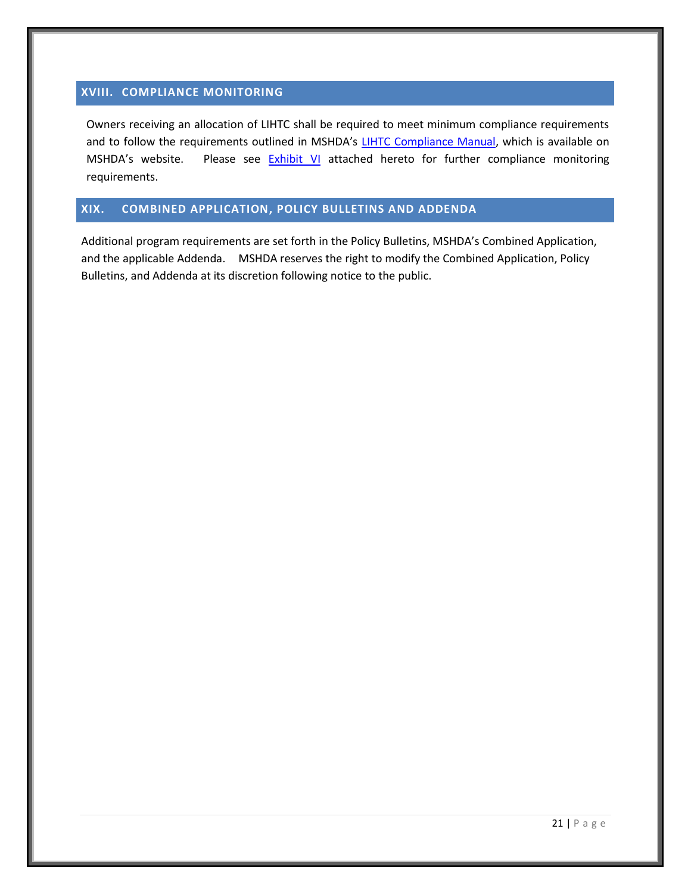## XVIII. COMPLIANCE MONITORING

Owners receiving an allocation of LIHTC shall be required to meet minimum compliance requirements and to follow the requirements outlined in MSHDA's LIHTC Compliance Manual, which is available on MSHDA's website. Please see Exhibit VI attached hereto for further compliance monitoring requirements.

## XIX. COMBINED APPLICATION, POLICY BULLETINS AND ADDENDA

Additional program requirements are set forth in the Policy Bulletins, MSHDA's Combined Application, and the applicable Addenda. MSHDA reserves the right to modify the Combined Application, Policy Bulletins, and Addenda at its discretion following notice to the public.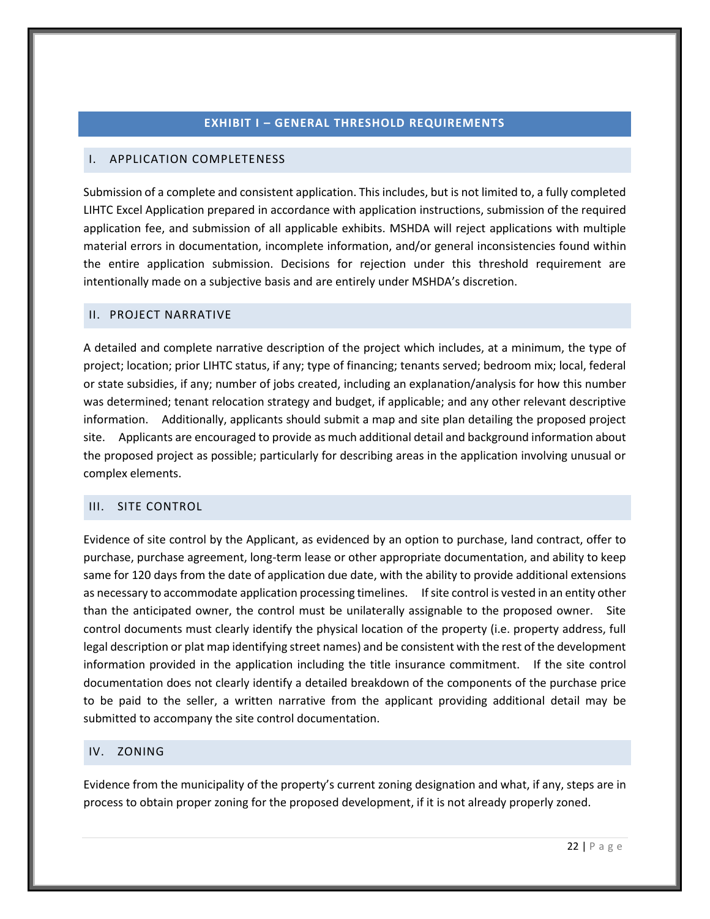# EXHIBIT I – GENERAL THRESHOLD REQUIREMENTS

## I. APPLICATION COMPLETENESS

Submission of a complete and consistent application. This includes, but is not limited to, a fully completed LIHTC Excel Application prepared in accordance with application instructions, submission of the required application fee, and submission of all applicable exhibits. MSHDA will reject applications with multiple material errors in documentation, incomplete information, and/or general inconsistencies found within the entire application submission. Decisions for rejection under this threshold requirement are intentionally made on a subjective basis and are entirely under MSHDA's discretion.

## II. PROJECT NARRATIVE

A detailed and complete narrative description of the project which includes, at a minimum, the type of project; location; prior LIHTC status, if any; type of financing; tenants served; bedroom mix; local, federal or state subsidies, if any; number of jobs created, including an explanation/analysis for how this number was determined; tenant relocation strategy and budget, if applicable; and any other relevant descriptive information. Additionally, applicants should submit a map and site plan detailing the proposed project site. Applicants are encouraged to provide as much additional detail and background information about the proposed project as possible; particularly for describing areas in the application involving unusual or complex elements.

## III. SITE CONTROL

Evidence of site control by the Applicant, as evidenced by an option to purchase, land contract, offer to purchase, purchase agreement, long-term lease or other appropriate documentation, and ability to keep same for 120 days from the date of application due date, with the ability to provide additional extensions as necessary to accommodate application processing timelines. If site control is vested in an entity other than the anticipated owner, the control must be unilaterally assignable to the proposed owner. Site control documents must clearly identify the physical location of the property (i.e. property address, full legal description or plat map identifying street names) and be consistent with the rest of the development information provided in the application including the title insurance commitment. If the site control documentation does not clearly identify a detailed breakdown of the components of the purchase price to be paid to the seller, a written narrative from the applicant providing additional detail may be submitted to accompany the site control documentation.

## IV. ZONING

Evidence from the municipality of the property's current zoning designation and what, if any, steps are in process to obtain proper zoning for the proposed development, if it is not already properly zoned.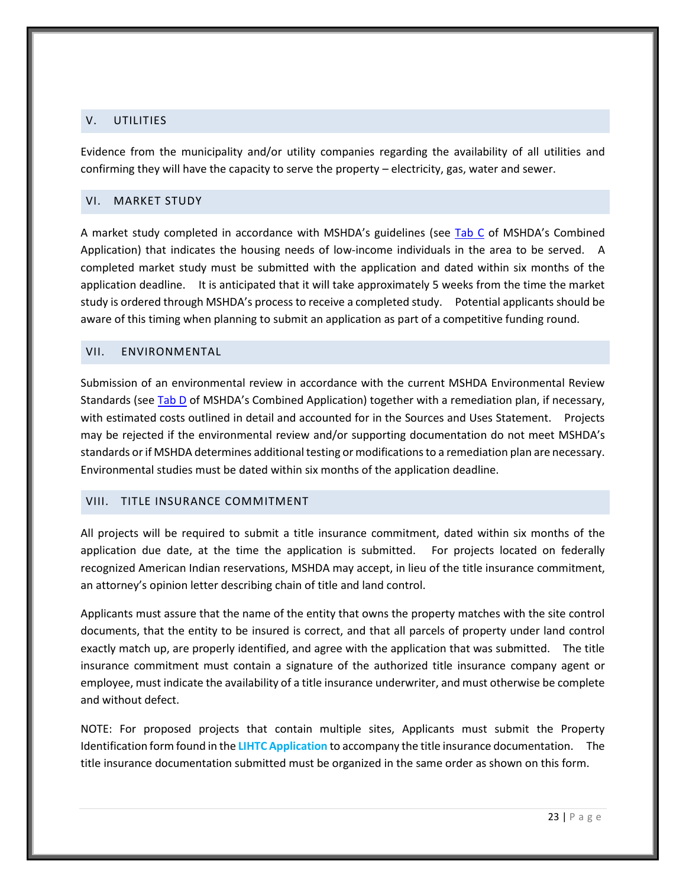## V. UTILITIES

Evidence from the municipality and/or utility companies regarding the availability of all utilities and confirming they will have the capacity to serve the property – electricity, gas, water and sewer.

## VI. MARKET STUDY

A market study completed in accordance with MSHDA's guidelines (see Tab C of MSHDA's Combined Application) that indicates the housing needs of low-income individuals in the area to be served. A completed market study must be submitted with the application and dated within six months of the application deadline. It is anticipated that it will take approximately 5 weeks from the time the market study is ordered through MSHDA's process to receive a completed study. Potential applicants should be aware of this timing when planning to submit an application as part of a competitive funding round.

## VII. ENVIRONMENTAL

Submission of an environmental review in accordance with the current MSHDA Environmental Review Standards (see Tab D of MSHDA's Combined Application) together with a remediation plan, if necessary, with estimated costs outlined in detail and accounted for in the Sources and Uses Statement. Projects may be rejected if the environmental review and/or supporting documentation do not meet MSHDA's standards or if MSHDA determines additional testing or modifications to a remediation plan are necessary. Environmental studies must be dated within six months of the application deadline.

## VIII. TITLE INSURANCE COMMITMENT

All projects will be required to submit a title insurance commitment, dated within six months of the application due date, at the time the application is submitted. For projects located on federally recognized American Indian reservations, MSHDA may accept, in lieu of the title insurance commitment, an attorney's opinion letter describing chain of title and land control.

Applicants must assure that the name of the entity that owns the property matches with the site control documents, that the entity to be insured is correct, and that all parcels of property under land control exactly match up, are properly identified, and agree with the application that was submitted. The title insurance commitment must contain a signature of the authorized title insurance company agent or employee, must indicate the availability of a title insurance underwriter, and must otherwise be complete and without defect.

NOTE: For proposed projects that contain multiple sites, Applicants must submit the Property Identification form found in the **LIHTC Application** to accompany the title insurance documentation. The title insurance documentation submitted must be organized in the same order as shown on this form.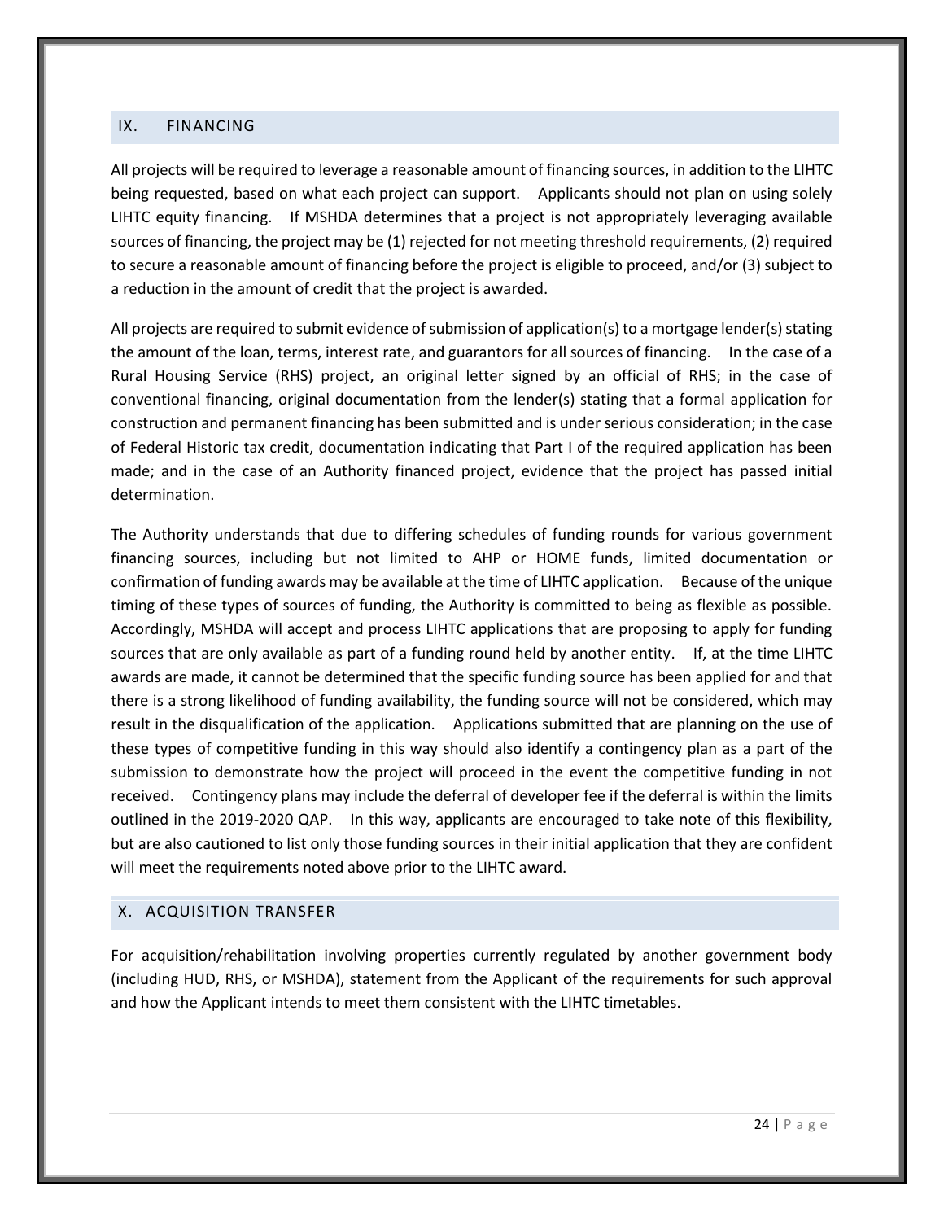## IX. FINANCING

All projects will be required to leverage a reasonable amount of financing sources, in addition to the LIHTC being requested, based on what each project can support. Applicants should not plan on using solely LIHTC equity financing. If MSHDA determines that a project is not appropriately leveraging available sources of financing, the project may be (1) rejected for not meeting threshold requirements, (2) required to secure a reasonable amount of financing before the project is eligible to proceed, and/or (3) subject to a reduction in the amount of credit that the project is awarded.

All projects are required to submit evidence of submission of application(s) to a mortgage lender(s) stating the amount of the loan, terms, interest rate, and guarantors for all sources of financing. In the case of a Rural Housing Service (RHS) project, an original letter signed by an official of RHS; in the case of conventional financing, original documentation from the lender(s) stating that a formal application for construction and permanent financing has been submitted and is under serious consideration; in the case of Federal Historic tax credit, documentation indicating that Part I of the required application has been made; and in the case of an Authority financed project, evidence that the project has passed initial determination.

The Authority understands that due to differing schedules of funding rounds for various government financing sources, including but not limited to AHP or HOME funds, limited documentation or confirmation of funding awards may be available at the time of LIHTC application. Because of the unique timing of these types of sources of funding, the Authority is committed to being as flexible as possible. Accordingly, MSHDA will accept and process LIHTC applications that are proposing to apply for funding sources that are only available as part of a funding round held by another entity. If, at the time LIHTC awards are made, it cannot be determined that the specific funding source has been applied for and that there is a strong likelihood of funding availability, the funding source will not be considered, which may result in the disqualification of the application. Applications submitted that are planning on the use of these types of competitive funding in this way should also identify a contingency plan as a part of the submission to demonstrate how the project will proceed in the event the competitive funding in not received. Contingency plans may include the deferral of developer fee if the deferral is within the limits outlined in the 2019-2020 QAP. In this way, applicants are encouraged to take note of this flexibility, but are also cautioned to list only those funding sources in their initial application that they are confident will meet the requirements noted above prior to the LIHTC award.

## X. ACQUISITION TRANSFER

For acquisition/rehabilitation involving properties currently regulated by another government body (including HUD, RHS, or MSHDA), statement from the Applicant of the requirements for such approval and how the Applicant intends to meet them consistent with the LIHTC timetables.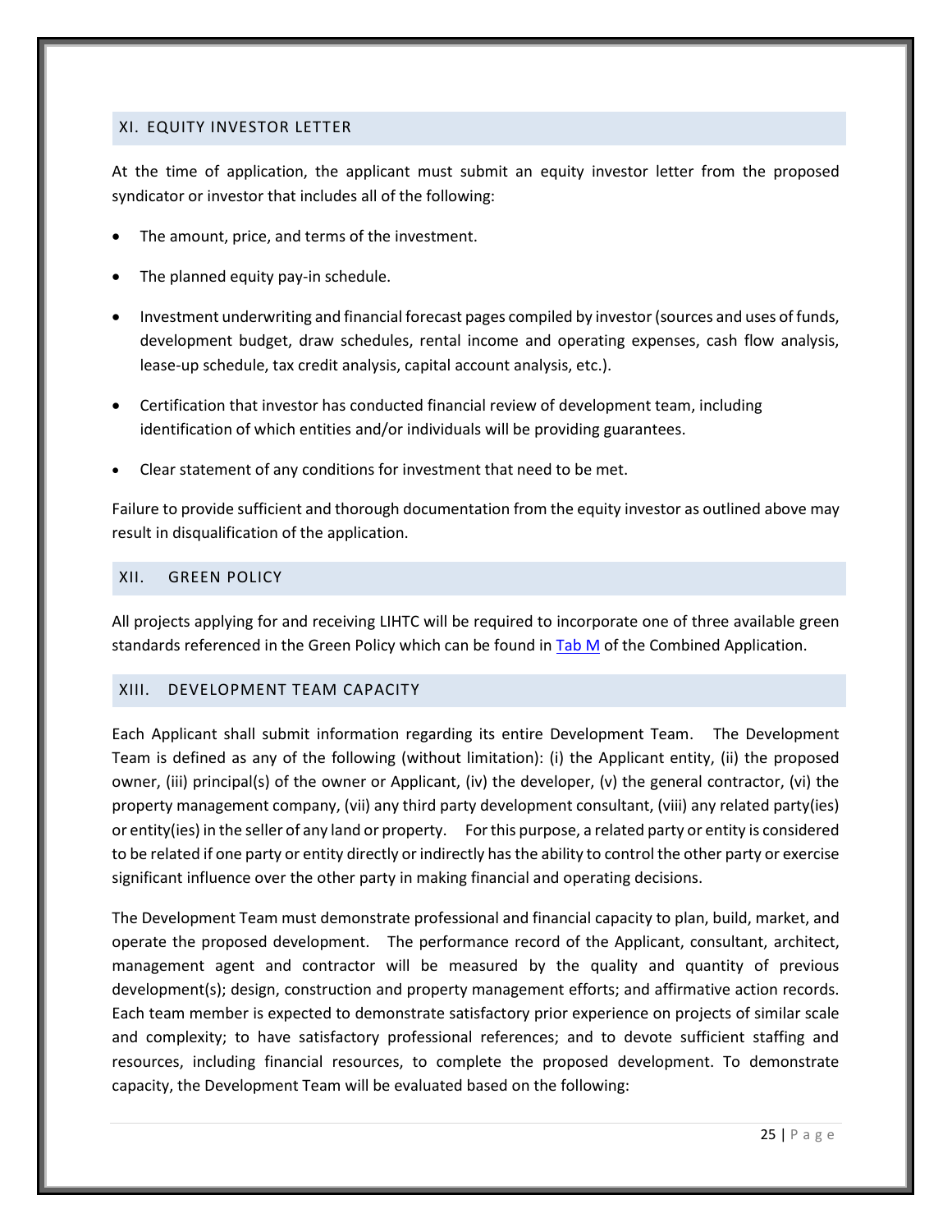## XI. EQUITY INVESTOR LETTER

At the time of application, the applicant must submit an equity investor letter from the proposed syndicator or investor that includes all of the following:

- The amount, price, and terms of the investment.
- The planned equity pay-in schedule.
- Investment underwriting and financial forecast pages compiled by investor (sources and uses of funds, development budget, draw schedules, rental income and operating expenses, cash flow analysis, lease-up schedule, tax credit analysis, capital account analysis, etc.).
- Certification that investor has conducted financial review of development team, including identification of which entities and/or individuals will be providing guarantees.
- Clear statement of any conditions for investment that need to be met.

Failure to provide sufficient and thorough documentation from the equity investor as outlined above may result in disqualification of the application.

## XII. GREEN POLICY

All projects applying for and receiving LIHTC will be required to incorporate one of three available green standards referenced in the Green Policy which can be found in Tab M of the Combined Application.

## XIII. DEVELOPMENT TEAM CAPACITY

Each Applicant shall submit information regarding its entire Development Team. The Development Team is defined as any of the following (without limitation): (i) the Applicant entity, (ii) the proposed owner, (iii) principal(s) of the owner or Applicant, (iv) the developer, (v) the general contractor, (vi) the property management company, (vii) any third party development consultant, (viii) any related party(ies) or entity(ies) in the seller of any land or property. For this purpose, a related party or entity is considered to be related if one party or entity directly or indirectly has the ability to control the other party or exercise significant influence over the other party in making financial and operating decisions.

The Development Team must demonstrate professional and financial capacity to plan, build, market, and operate the proposed development. The performance record of the Applicant, consultant, architect, management agent and contractor will be measured by the quality and quantity of previous development(s); design, construction and property management efforts; and affirmative action records. Each team member is expected to demonstrate satisfactory prior experience on projects of similar scale and complexity; to have satisfactory professional references; and to devote sufficient staffing and resources, including financial resources, to complete the proposed development. To demonstrate capacity, the Development Team will be evaluated based on the following: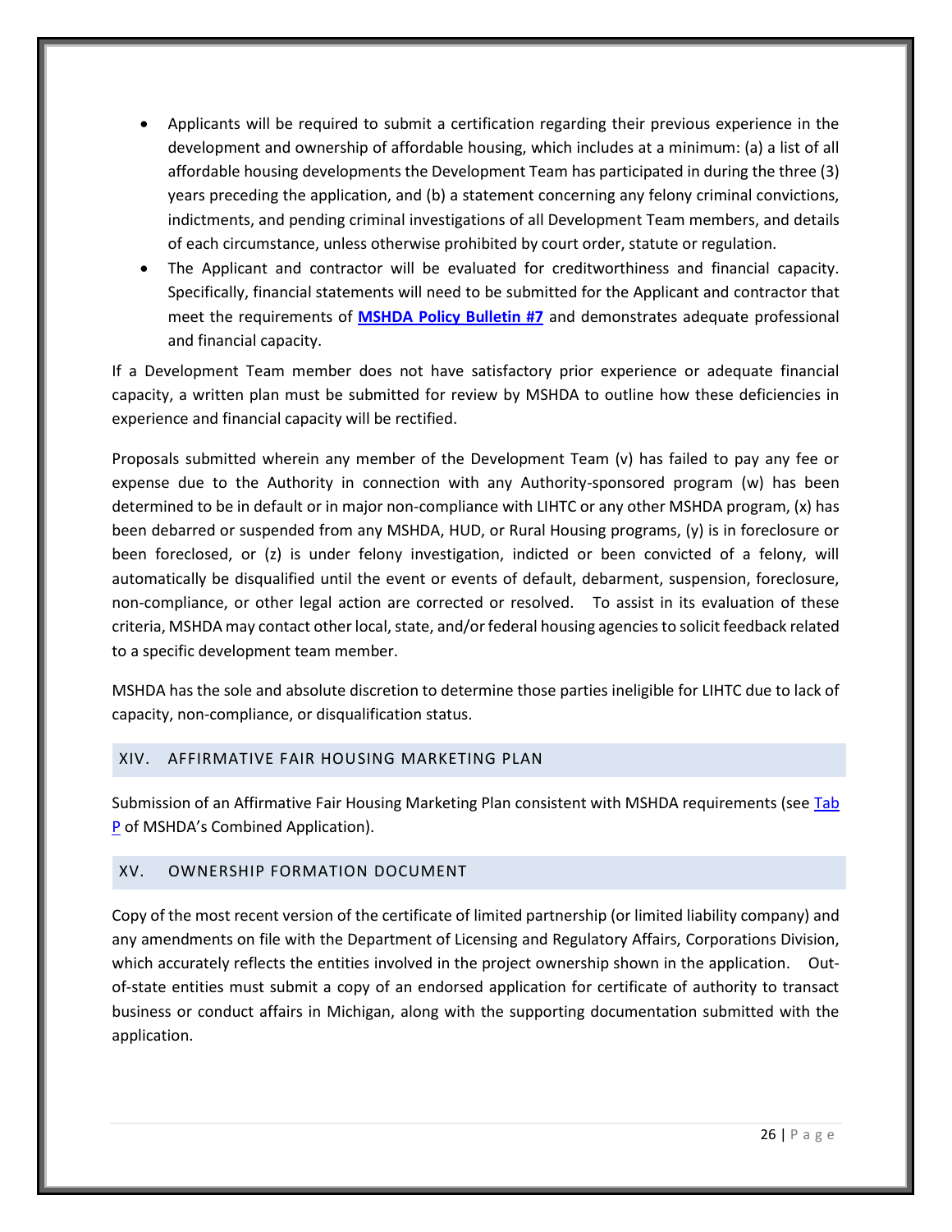- Applicants will be required to submit a certification regarding their previous experience in the development and ownership of affordable housing, which includes at a minimum: (a) a list of all affordable housing developments the Development Team has participated in during the three (3) years preceding the application, and (b) a statement concerning any felony criminal convictions, indictments, and pending criminal investigations of all Development Team members, and details of each circumstance, unless otherwise prohibited by court order, statute or regulation.
- The Applicant and contractor will be evaluated for creditworthiness and financial capacity. Specifically, financial statements will need to be submitted for the Applicant and contractor that meet the requirements of **MSHDA Policy Bulletin #7** and demonstrates adequate professional and financial capacity.

If a Development Team member does not have satisfactory prior experience or adequate financial capacity, a written plan must be submitted for review by MSHDA to outline how these deficiencies in experience and financial capacity will be rectified.

Proposals submitted wherein any member of the Development Team (v) has failed to pay any fee or expense due to the Authority in connection with any Authority-sponsored program (w) has been determined to be in default or in major non-compliance with LIHTC or any other MSHDA program, (x) has been debarred or suspended from any MSHDA, HUD, or Rural Housing programs, (y) is in foreclosure or been foreclosed, or (z) is under felony investigation, indicted or been convicted of a felony, will automatically be disqualified until the event or events of default, debarment, suspension, foreclosure, non-compliance, or other legal action are corrected or resolved. To assist in its evaluation of these criteria, MSHDA may contact other local, state, and/or federal housing agencies to solicit feedback related to a specific development team member.

MSHDA has the sole and absolute discretion to determine those parties ineligible for LIHTC due to lack of capacity, non-compliance, or disqualification status.

## XIV. AFFIRMATIVE FAIR HOUSING MARKETING PLAN

Submission of an Affirmative Fair Housing Marketing Plan consistent with MSHDA requirements (see Tab P of MSHDA's Combined Application).

## XV. OWNERSHIP FORMATION DOCUMENT

Copy of the most recent version of the certificate of limited partnership (or limited liability company) and any amendments on file with the Department of Licensing and Regulatory Affairs, Corporations Division, which accurately reflects the entities involved in the project ownership shown in the application. Out-of-state entities must submit a copy of an endorsed application for certificate of authority to transact business or conduct affairs in Michigan, along with the supporting documentation submitted with the application.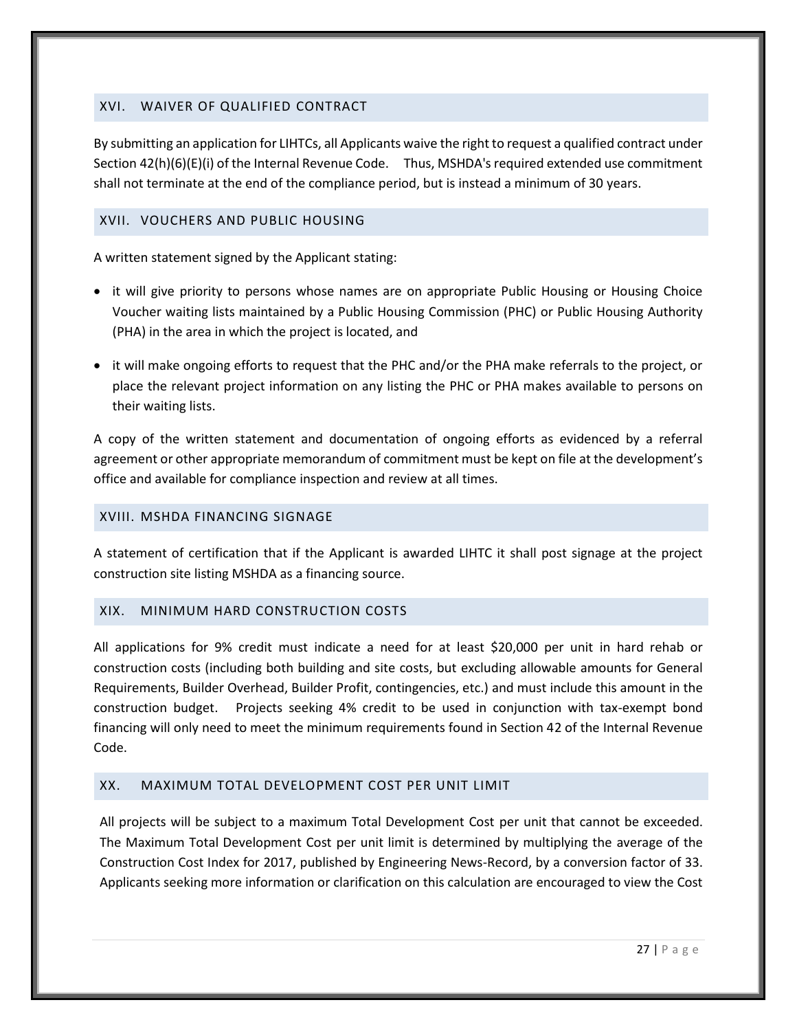## XVI. WAIVER OF QUALIFIED CONTRACT

By submitting an application for LIHTCs, all Applicants waive the right to request a qualified contract under Section 42(h)(6)(E)(i) of the Internal Revenue Code. Thus, MSHDA's required extended use commitment shall not terminate at the end of the compliance period, but is instead a minimum of 30 years.

## XVII. VOUCHERS AND PUBLIC HOUSING

A written statement signed by the Applicant stating:

- it will give priority to persons whose names are on appropriate Public Housing or Housing Choice Voucher waiting lists maintained by a Public Housing Commission (PHC) or Public Housing Authority (PHA) in the area in which the project is located, and
- it will make ongoing efforts to request that the PHC and/or the PHA make referrals to the project, or place the relevant project information on any listing the PHC or PHA makes available to persons on their waiting lists.

A copy of the written statement and documentation of ongoing efforts as evidenced by a referral agreement or other appropriate memorandum of commitment must be kept on file at the development's office and available for compliance inspection and review at all times.

## XVIII. MSHDA FINANCING SIGNAGE

A statement of certification that if the Applicant is awarded LIHTC it shall post signage at the project construction site listing MSHDA as a financing source.

## XIX. MINIMUM HARD CONSTRUCTION COSTS

All applications for 9% credit must indicate a need for at least $20,000 per unit in hard rehab or construction costs (including both building and site costs, but excluding allowable amounts for General Requirements, Builder Overhead, Builder Profit, contingencies, etc.) and must include this amount in the construction budget. Projects seeking 4% credit to be used in conjunction with tax-exempt bond financing will only need to meet the minimum requirements found in Section 42 of the Internal Revenue Code.

## XX. MAXIMUM TOTAL DEVELOPMENT COST PER UNIT LIMIT

All projects will be subject to a maximum Total Development Cost per unit that cannot be exceeded. The Maximum Total Development Cost per unit limit is determined by multiplying the average of the Construction Cost Index for 2017, published by Engineering News-Record, by a conversion factor of 33. Applicants seeking more information or clarification on this calculation are encouraged to view the Cost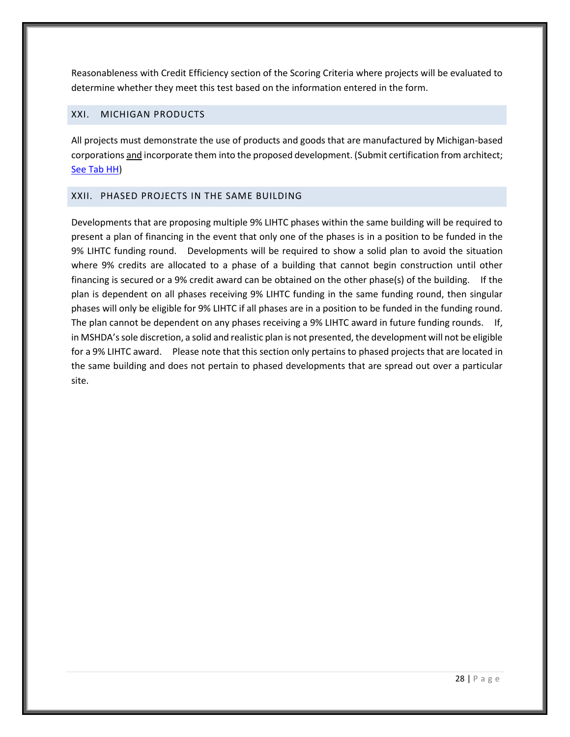Reasonableness with Credit Efficiency section of the Scoring Criteria where projects will be evaluated to determine whether they meet this test based on the information entered in the form.

## XXI. MICHIGAN PRODUCTS

All projects must demonstrate the use of products and goods that are manufactured by Michigan-based corporations and incorporate them into the proposed development. (Submit certification from architect; See Tab HH)

## XXII. PHASED PROJECTS IN THE SAME BUILDING

Developments that are proposing multiple 9% LIHTC phases within the same building will be required to present a plan of financing in the event that only one of the phases is in a position to be funded in the 9% LIHTC funding round. Developments will be required to show a solid plan to avoid the situation where 9% credits are allocated to a phase of a building that cannot begin construction until other financing is secured or a 9% credit award can be obtained on the other phase(s) of the building. If the plan is dependent on all phases receiving 9% LIHTC funding in the same funding round, then singular phases will only be eligible for 9% LIHTC if all phases are in a position to be funded in the funding round. The plan cannot be dependent on any phases receiving a 9% LIHTC award in future funding rounds. If, in MSHDA's sole discretion, a solid and realistic plan is not presented, the development will not be eligible for a 9% LIHTC award. Please note that this section only pertains to phased projects that are located in the same building and does not pertain to phased developments that are spread out over a particular site.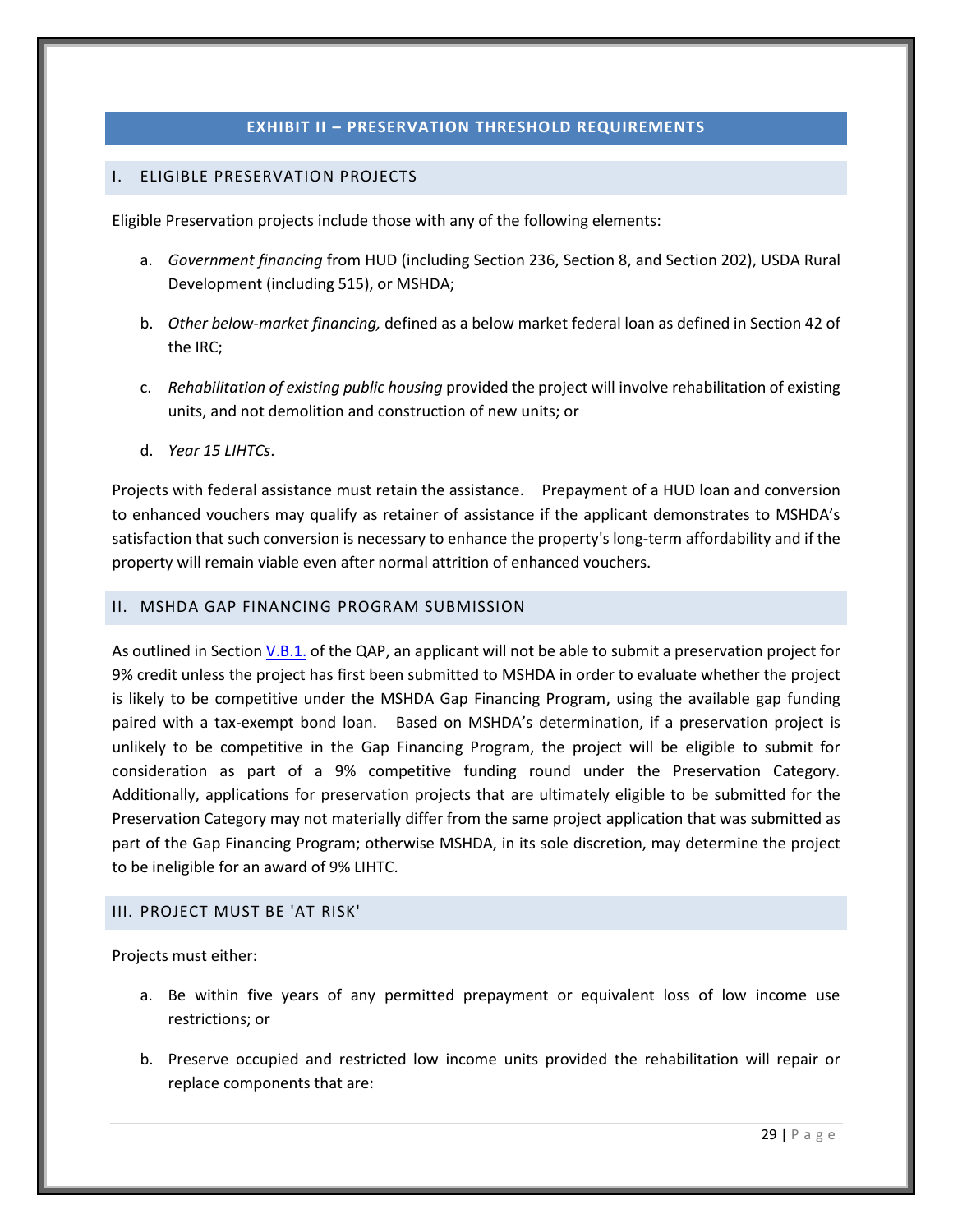## EXHIBIT II – PRESERVATION THRESHOLD REQUIREMENTS

### I. ELIGIBLE PRESERVATION PROJECTS

Eligible Preservation projects include those with any of the following elements:

a. *Government financing* from HUD (including Section 236, Section 8, and Section 202), USDA Rural Development (including 515), or MSHDA;

b. *Other below-market financing,* defined as a below market federal loan as defined in Section 42 of the IRC;

c. *Rehabilitation of existing public housing* provided the project will involve rehabilitation of existing units, and not demolition and construction of new units; or

d. *Year 15 LIHTCs*.

Projects with federal assistance must retain the assistance. Prepayment of a HUD loan and conversion to enhanced vouchers may qualify as retainer of assistance if the applicant demonstrates to MSHDA's satisfaction that such conversion is necessary to enhance the property's long-term affordability and if the property will remain viable even after normal attrition of enhanced vouchers.

### II. MSHDA GAP FINANCING PROGRAM SUBMISSION

As outlined in Section V.B.1. of the QAP, an applicant will not be able to submit a preservation project for 9% credit unless the project has first been submitted to MSHDA in order to evaluate whether the project is likely to be competitive under the MSHDA Gap Financing Program, using the available gap funding paired with a tax-exempt bond loan. Based on MSHDA's determination, if a preservation project is unlikely to be competitive in the Gap Financing Program, the project will be eligible to submit for consideration as part of a 9% competitive funding round under the Preservation Category. Additionally, applications for preservation projects that are ultimately eligible to be submitted for the Preservation Category may not materially differ from the same project application that was submitted as part of the Gap Financing Program; otherwise MSHDA, in its sole discretion, may determine the project to be ineligible for an award of 9% LIHTC.

### III. PROJECT MUST BE 'AT RISK'

Projects must either:

a. Be within five years of any permitted prepayment or equivalent loss of low income use restrictions; or

b. Preserve occupied and restricted low income units provided the rehabilitation will repair or replace components that are: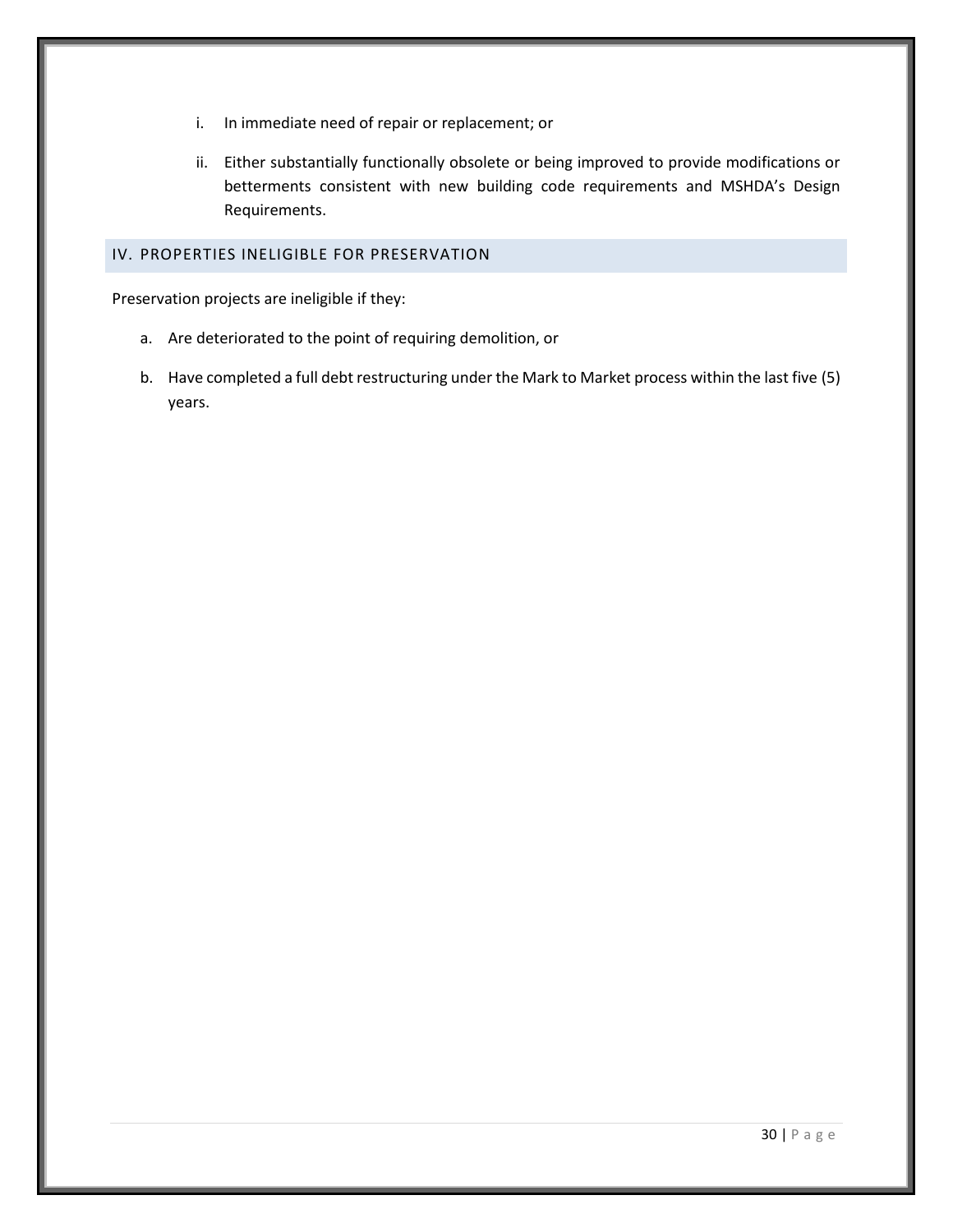i. In immediate need of repair or replacement; or

ii. Either substantially functionally obsolete or being improved to provide modifications or betterments consistent with new building code requirements and MSHDA's Design Requirements.

## IV. PROPERTIES INELIGIBLE FOR PRESERVATION

Preservation projects are ineligible if they:

a. Are deteriorated to the point of requiring demolition, or

b. Have completed a full debt restructuring under the Mark to Market process within the last five (5) years.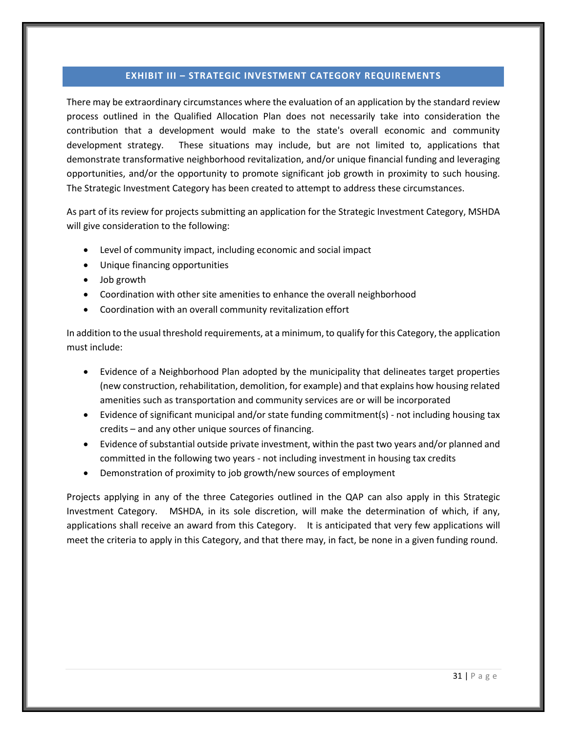## EXHIBIT III – STRATEGIC INVESTMENT CATEGORY REQUIREMENTS

There may be extraordinary circumstances where the evaluation of an application by the standard review process outlined in the Qualified Allocation Plan does not necessarily take into consideration the contribution that a development would make to the state's overall economic and community development strategy. These situations may include, but are not limited to, applications that demonstrate transformative neighborhood revitalization, and/or unique financial funding and leveraging opportunities, and/or the opportunity to promote significant job growth in proximity to such housing. The Strategic Investment Category has been created to attempt to address these circumstances.

As part of its review for projects submitting an application for the Strategic Investment Category, MSHDA will give consideration to the following:

- Level of community impact, including economic and social impact
- Unique financing opportunities
- Job growth
- Coordination with other site amenities to enhance the overall neighborhood
- Coordination with an overall community revitalization effort

In addition to the usual threshold requirements, at a minimum, to qualify for this Category, the application must include:

- Evidence of a Neighborhood Plan adopted by the municipality that delineates target properties (new construction, rehabilitation, demolition, for example) and that explains how housing related amenities such as transportation and community services are or will be incorporated
- Evidence of significant municipal and/or state funding commitment(s) - not including housing tax credits – and any other unique sources of financing.
- Evidence of substantial outside private investment, within the past two years and/or planned and committed in the following two years - not including investment in housing tax credits
- Demonstration of proximity to job growth/new sources of employment

Projects applying in any of the three Categories outlined in the QAP can also apply in this Strategic Investment Category. MSHDA, in its sole discretion, will make the determination of which, if any, applications shall receive an award from this Category. It is anticipated that very few applications will meet the criteria to apply in this Category, and that there may, in fact, be none in a given funding round.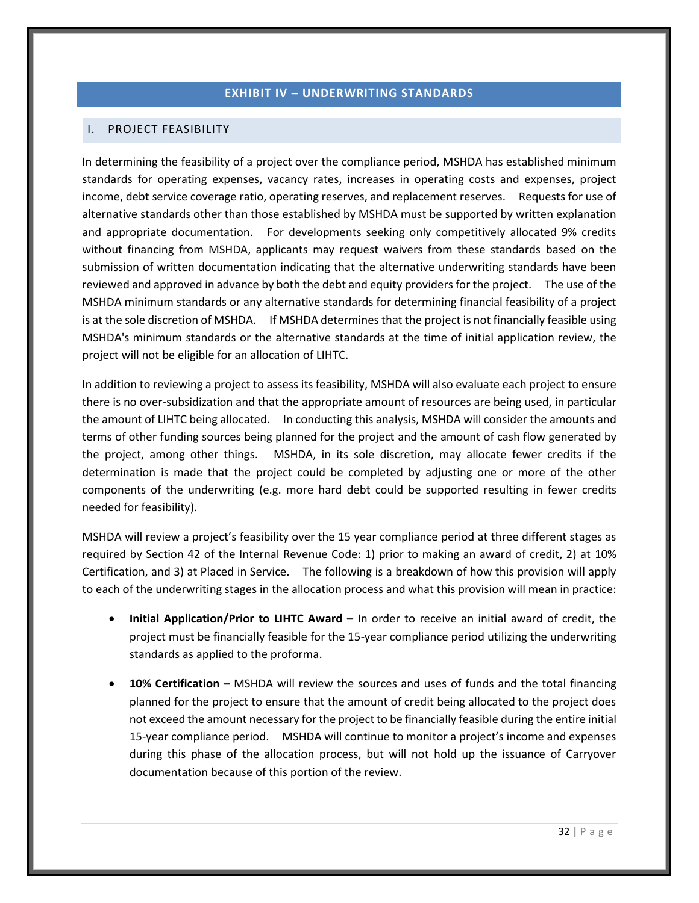# EXHIBIT IV – UNDERWRITING STANDARDS

## I. PROJECT FEASIBILITY

In determining the feasibility of a project over the compliance period, MSHDA has established minimum standards for operating expenses, vacancy rates, increases in operating costs and expenses, project income, debt service coverage ratio, operating reserves, and replacement reserves. Requests for use of alternative standards other than those established by MSHDA must be supported by written explanation and appropriate documentation. For developments seeking only competitively allocated 9% credits without financing from MSHDA, applicants may request waivers from these standards based on the submission of written documentation indicating that the alternative underwriting standards have been reviewed and approved in advance by both the debt and equity providers for the project. The use of the MSHDA minimum standards or any alternative standards for determining financial feasibility of a project is at the sole discretion of MSHDA. If MSHDA determines that the project is not financially feasible using MSHDA's minimum standards or the alternative standards at the time of initial application review, the project will not be eligible for an allocation of LIHTC.

In addition to reviewing a project to assess its feasibility, MSHDA will also evaluate each project to ensure there is no over-subsidization and that the appropriate amount of resources are being used, in particular the amount of LIHTC being allocated. In conducting this analysis, MSHDA will consider the amounts and terms of other funding sources being planned for the project and the amount of cash flow generated by the project, among other things. MSHDA, in its sole discretion, may allocate fewer credits if the determination is made that the project could be completed by adjusting one or more of the other components of the underwriting (e.g. more hard debt could be supported resulting in fewer credits needed for feasibility).

MSHDA will review a project's feasibility over the 15 year compliance period at three different stages as required by Section 42 of the Internal Revenue Code: 1) prior to making an award of credit, 2) at 10% Certification, and 3) at Placed in Service. The following is a breakdown of how this provision will apply to each of the underwriting stages in the allocation process and what this provision will mean in practice:

- **Initial Application/Prior to LIHTC Award –** In order to receive an initial award of credit, the project must be financially feasible for the 15-year compliance period utilizing the underwriting standards as applied to the proforma.
- **10% Certification –** MSHDA will review the sources and uses of funds and the total financing planned for the project to ensure that the amount of credit being allocated to the project does not exceed the amount necessary for the project to be financially feasible during the entire initial 15-year compliance period. MSHDA will continue to monitor a project's income and expenses during this phase of the allocation process, but will not hold up the issuance of Carryover documentation because of this portion of the review.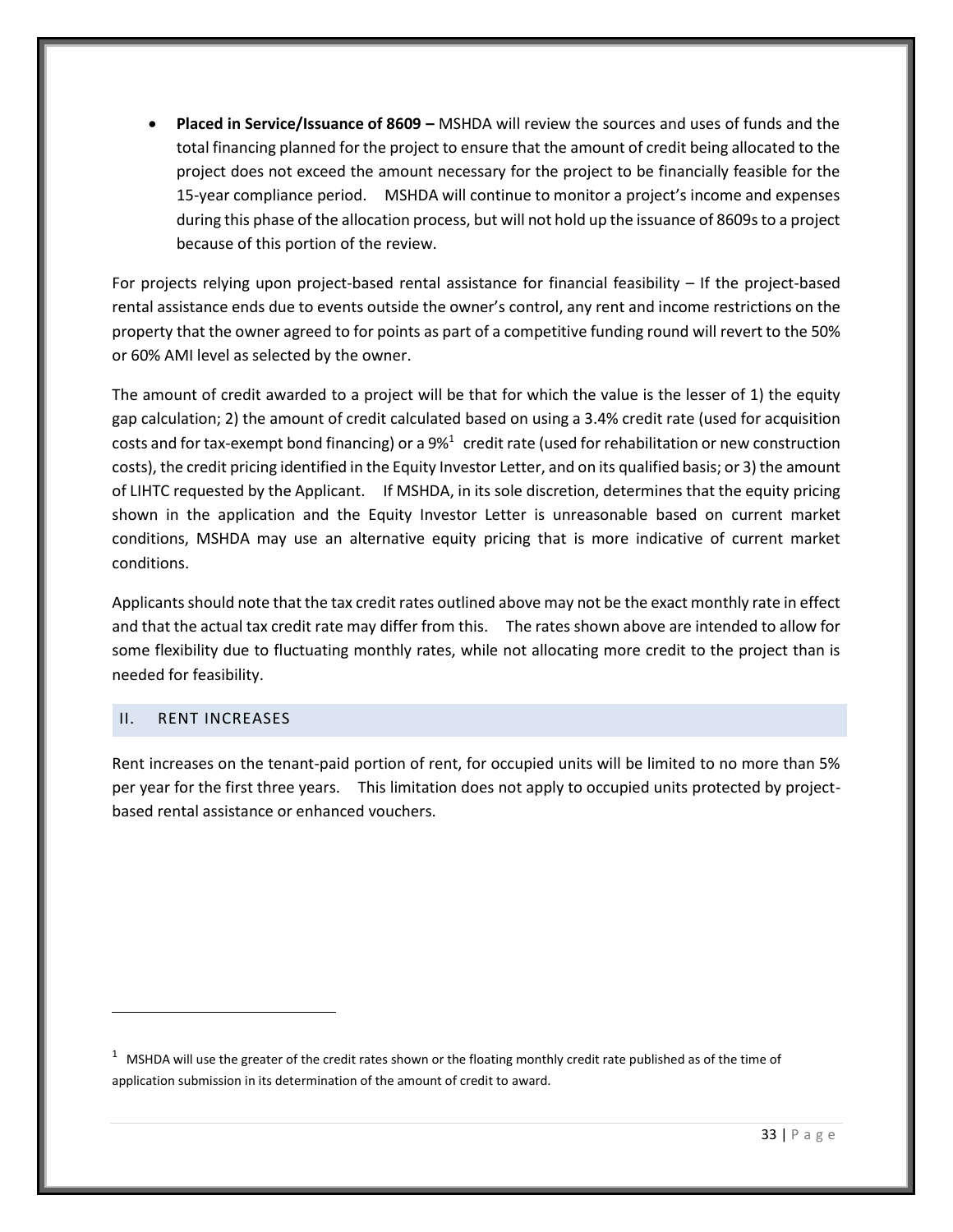- **Placed in Service/Issuance of 8609 –** MSHDA will review the sources and uses of funds and the total financing planned for the project to ensure that the amount of credit being allocated to the project does not exceed the amount necessary for the project to be financially feasible for the 15-year compliance period. MSHDA will continue to monitor a project's income and expenses during this phase of the allocation process, but will not hold up the issuance of 8609s to a project because of this portion of the review.

For projects relying upon project-based rental assistance for financial feasibility – If the project-based rental assistance ends due to events outside the owner's control, any rent and income restrictions on the property that the owner agreed to for points as part of a competitive funding round will revert to the 50% or 60% AMI level as selected by the owner.

The amount of credit awarded to a project will be that for which the value is the lesser of 1) the equity gap calculation; 2) the amount of credit calculated based on using a 3.4% credit rate (used for acquisition costs and for tax-exempt bond financing) or a 9%[1] credit rate (used for rehabilitation or new construction costs), the credit pricing identified in the Equity Investor Letter, and on its qualified basis; or 3) the amount of LIHTC requested by the Applicant. If MSHDA, in its sole discretion, determines that the equity pricing shown in the application and the Equity Investor Letter is unreasonable based on current market conditions, MSHDA may use an alternative equity pricing that is more indicative of current market conditions.

Applicants should note that the tax credit rates outlined above may not be the exact monthly rate in effect and that the actual tax credit rate may differ from this. The rates shown above are intended to allow for some flexibility due to fluctuating monthly rates, while not allocating more credit to the project than is needed for feasibility.

## II. RENT INCREASES

Rent increases on the tenant-paid portion of rent, for occupied units will be limited to no more than 5% per year for the first three years. This limitation does not apply to occupied units protected by project-based rental assistance or enhanced vouchers.

---

[1] MSHDA will use the greater of the credit rates shown or the floating monthly credit rate published as of the time of application submission in its determination of the amount of credit to award.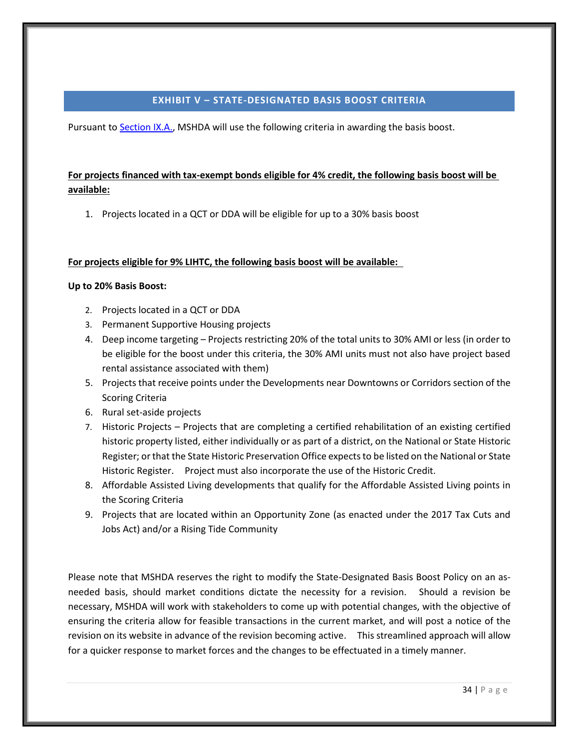## EXHIBIT V – STATE-DESIGNATED BASIS BOOST CRITERIA

Pursuant to Section IX.A., MSHDA will use the following criteria in awarding the basis boost.

**For projects financed with tax-exempt bonds eligible for 4% credit, the following basis boost will be available:**

1. Projects located in a QCT or DDA will be eligible for up to a 30% basis boost

**For projects eligible for 9% LIHTC, the following basis boost will be available:**

**Up to 20% Basis Boost:**

2. Projects located in a QCT or DDA
3. Permanent Supportive Housing projects
4. Deep income targeting – Projects restricting 20% of the total units to 30% AMI or less (in order to be eligible for the boost under this criteria, the 30% AMI units must not also have project based rental assistance associated with them)
5. Projects that receive points under the Developments near Downtowns or Corridors section of the Scoring Criteria
6. Rural set-aside projects
7. Historic Projects – Projects that are completing a certified rehabilitation of an existing certified historic property listed, either individually or as part of a district, on the National or State Historic Register; or that the State Historic Preservation Office expects to be listed on the National or State Historic Register. Project must also incorporate the use of the Historic Credit.
8. Affordable Assisted Living developments that qualify for the Affordable Assisted Living points in the Scoring Criteria
9. Projects that are located within an Opportunity Zone (as enacted under the 2017 Tax Cuts and Jobs Act) and/or a Rising Tide Community

Please note that MSHDA reserves the right to modify the State-Designated Basis Boost Policy on an as-needed basis, should market conditions dictate the necessity for a revision. Should a revision be necessary, MSHDA will work with stakeholders to come up with potential changes, with the objective of ensuring the criteria allow for feasible transactions in the current market, and will post a notice of the revision on its website in advance of the revision becoming active. This streamlined approach will allow for a quicker response to market forces and the changes to be effectuated in a timely manner.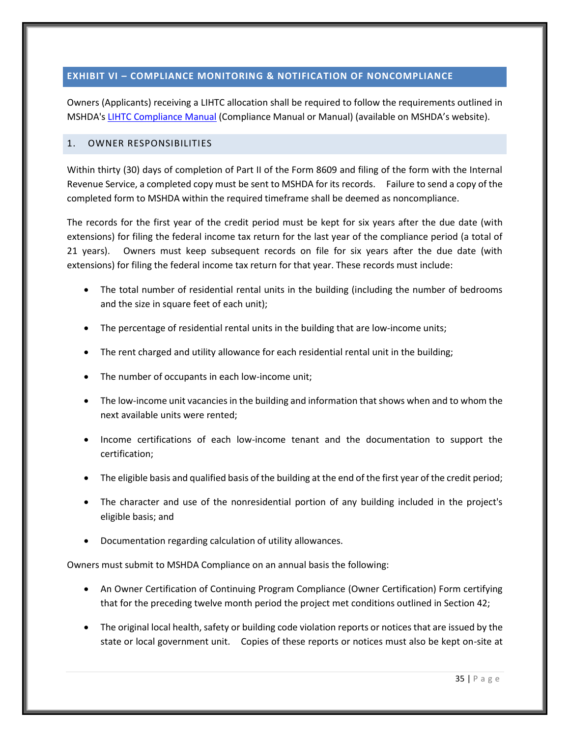## EXHIBIT VI – COMPLIANCE MONITORING & NOTIFICATION OF NONCOMPLIANCE

Owners (Applicants) receiving a LIHTC allocation shall be required to follow the requirements outlined in MSHDA's [LIHTC Compliance Manual](#) (Compliance Manual or Manual) (available on MSHDA's website).

### 1. OWNER RESPONSIBILITIES

Within thirty (30) days of completion of Part II of the Form 8609 and filing of the form with the Internal Revenue Service, a completed copy must be sent to MSHDA for its records. Failure to send a copy of the completed form to MSHDA within the required timeframe shall be deemed as noncompliance.

The records for the first year of the credit period must be kept for six years after the due date (with extensions) for filing the federal income tax return for the last year of the compliance period (a total of 21 years). Owners must keep subsequent records on file for six years after the due date (with extensions) for filing the federal income tax return for that year. These records must include:

- The total number of residential rental units in the building (including the number of bedrooms and the size in square feet of each unit);
- The percentage of residential rental units in the building that are low-income units;
- The rent charged and utility allowance for each residential rental unit in the building;
- The number of occupants in each low-income unit;
- The low-income unit vacancies in the building and information that shows when and to whom the next available units were rented;
- Income certifications of each low-income tenant and the documentation to support the certification;
- The eligible basis and qualified basis of the building at the end of the first year of the credit period;
- The character and use of the nonresidential portion of any building included in the project's eligible basis; and
- Documentation regarding calculation of utility allowances.

Owners must submit to MSHDA Compliance on an annual basis the following:

- An Owner Certification of Continuing Program Compliance (Owner Certification) Form certifying that for the preceding twelve month period the project met conditions outlined in Section 42;
- The original local health, safety or building code violation reports or notices that are issued by the state or local government unit. Copies of these reports or notices must also be kept on-site at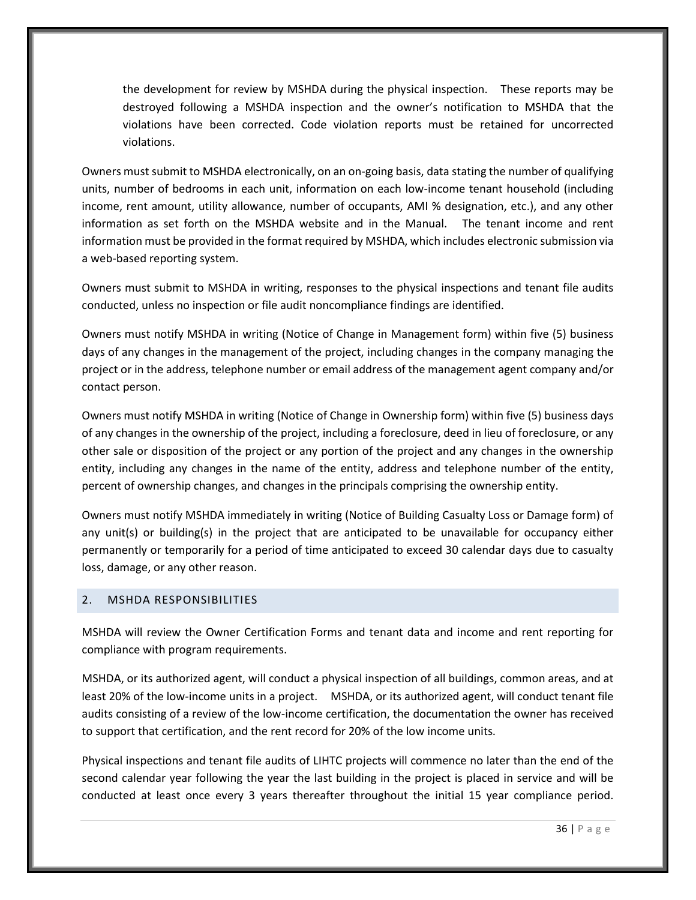the development for review by MSHDA during the physical inspection. These reports may be destroyed following a MSHDA inspection and the owner's notification to MSHDA that the violations have been corrected. Code violation reports must be retained for uncorrected violations.

Owners must submit to MSHDA electronically, on an on-going basis, data stating the number of qualifying units, number of bedrooms in each unit, information on each low-income tenant household (including income, rent amount, utility allowance, number of occupants, AMI % designation, etc.), and any other information as set forth on the MSHDA website and in the Manual. The tenant income and rent information must be provided in the format required by MSHDA, which includes electronic submission via a web-based reporting system.

Owners must submit to MSHDA in writing, responses to the physical inspections and tenant file audits conducted, unless no inspection or file audit noncompliance findings are identified.

Owners must notify MSHDA in writing (Notice of Change in Management form) within five (5) business days of any changes in the management of the project, including changes in the company managing the project or in the address, telephone number or email address of the management agent company and/or contact person.

Owners must notify MSHDA in writing (Notice of Change in Ownership form) within five (5) business days of any changes in the ownership of the project, including a foreclosure, deed in lieu of foreclosure, or any other sale or disposition of the project or any portion of the project and any changes in the ownership entity, including any changes in the name of the entity, address and telephone number of the entity, percent of ownership changes, and changes in the principals comprising the ownership entity.

Owners must notify MSHDA immediately in writing (Notice of Building Casualty Loss or Damage form) of any unit(s) or building(s) in the project that are anticipated to be unavailable for occupancy either permanently or temporarily for a period of time anticipated to exceed 30 calendar days due to casualty loss, damage, or any other reason.

## 2. MSHDA RESPONSIBILITIES

MSHDA will review the Owner Certification Forms and tenant data and income and rent reporting for compliance with program requirements.

MSHDA, or its authorized agent, will conduct a physical inspection of all buildings, common areas, and at least 20% of the low-income units in a project. MSHDA, or its authorized agent, will conduct tenant file audits consisting of a review of the low-income certification, the documentation the owner has received to support that certification, and the rent record for 20% of the low income units.

Physical inspections and tenant file audits of LIHTC projects will commence no later than the end of the second calendar year following the year the last building in the project is placed in service and will be conducted at least once every 3 years thereafter throughout the initial 15 year compliance period.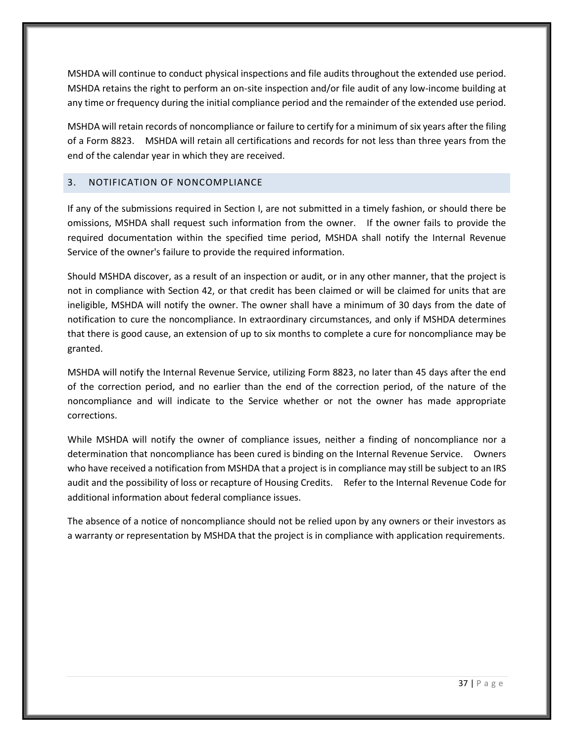MSHDA will continue to conduct physical inspections and file audits throughout the extended use period. MSHDA retains the right to perform an on-site inspection and/or file audit of any low-income building at any time or frequency during the initial compliance period and the remainder of the extended use period.

MSHDA will retain records of noncompliance or failure to certify for a minimum of six years after the filing of a Form 8823. MSHDA will retain all certifications and records for not less than three years from the end of the calendar year in which they are received.

## 3. NOTIFICATION OF NONCOMPLIANCE

If any of the submissions required in Section I, are not submitted in a timely fashion, or should there be omissions, MSHDA shall request such information from the owner. If the owner fails to provide the required documentation within the specified time period, MSHDA shall notify the Internal Revenue Service of the owner's failure to provide the required information.

Should MSHDA discover, as a result of an inspection or audit, or in any other manner, that the project is not in compliance with Section 42, or that credit has been claimed or will be claimed for units that are ineligible, MSHDA will notify the owner. The owner shall have a minimum of 30 days from the date of notification to cure the noncompliance. In extraordinary circumstances, and only if MSHDA determines that there is good cause, an extension of up to six months to complete a cure for noncompliance may be granted.

MSHDA will notify the Internal Revenue Service, utilizing Form 8823, no later than 45 days after the end of the correction period, and no earlier than the end of the correction period, of the nature of the noncompliance and will indicate to the Service whether or not the owner has made appropriate corrections.

While MSHDA will notify the owner of compliance issues, neither a finding of noncompliance nor a determination that noncompliance has been cured is binding on the Internal Revenue Service. Owners who have received a notification from MSHDA that a project is in compliance may still be subject to an IRS audit and the possibility of loss or recapture of Housing Credits. Refer to the Internal Revenue Code for additional information about federal compliance issues.

The absence of a notice of noncompliance should not be relied upon by any owners or their investors as a warranty or representation by MSHDA that the project is in compliance with application requirements.